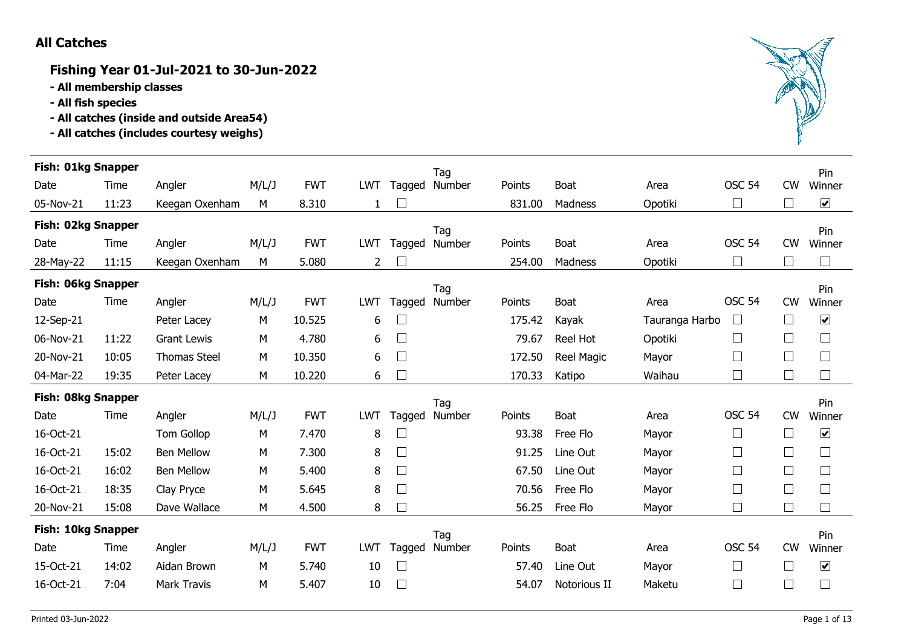# All Catches

## Fishing Year 01-Jul-2021 to 30-Jun-2022

- **All membership classes**
- **All fish species**
- **All catches (inside and outside Area54)**
- **All catches (includes courtesy weighs)**

### Fish: 01kg Snapper

| Date | Time | Angler | M/L/J | FWT | LWT | Tagged | Tag Number | Points | Boat | Area | OSC 54 | CW | Pin Winner |
|---|---|---|---|---|---|---|---|---|---|---|---|---|---|
| 05-Nov-21 | 11:23 | Keegan Oxenham | M | 8.310 | 1 | ☐ | | 831.00 | Madness | Opotiki | ☐ | ☐ | ☑ |

### Fish: 02kg Snapper

| Date | Time | Angler | M/L/J | FWT | LWT | Tagged | Tag Number | Points | Boat | Area | OSC 54 | CW | Pin Winner |
|---|---|---|---|---|---|---|---|---|---|---|---|---|---|
| 28-May-22 | 11:15 | Keegan Oxenham | M | 5.080 | 2 | ☐ | | 254.00 | Madness | Opotiki | ☐ | ☐ | ☐ |

### Fish: 06kg Snapper

| Date | Time | Angler | M/L/J | FWT | LWT | Tagged | Tag Number | Points | Boat | Area | OSC 54 | CW | Pin Winner |
|---|---|---|---|---|---|---|---|---|---|---|---|---|---|
| 12-Sep-21 | | Peter Lacey | M | 10.525 | 6 | ☐ | | 175.42 | Kayak | Tauranga Harbo | ☐ | ☐ | ☑ |
| 06-Nov-21 | 11:22 | Grant Lewis | M | 4.780 | 6 | ☐ | | 79.67 | Reel Hot | Opotiki | ☐ | ☐ | ☐ |
| 20-Nov-21 | 10:05 | Thomas Steel | M | 10.350 | 6 | ☐ | | 172.50 | Reel Magic | Mayor | ☐ | ☐ | ☐ |
| 04-Mar-22 | 19:35 | Peter Lacey | M | 10.220 | 6 | ☐ | | 170.33 | Katipo | Waihau | ☐ | ☐ | ☐ |

### Fish: 08kg Snapper

| Date | Time | Angler | M/L/J | FWT | LWT | Tagged | Tag Number | Points | Boat | Area | OSC 54 | CW | Pin Winner |
|---|---|---|---|---|---|---|---|---|---|---|---|---|---|
| 16-Oct-21 | | Tom Gollop | M | 7.470 | 8 | ☐ | | 93.38 | Free Flo | Mayor | ☐ | ☐ | ☑ |
| 16-Oct-21 | 15:02 | Ben Mellow | M | 7.300 | 8 | ☐ | | 91.25 | Line Out | Mayor | ☐ | ☐ | ☐ |
| 16-Oct-21 | 16:02 | Ben Mellow | M | 5.400 | 8 | ☐ | | 67.50 | Line Out | Mayor | ☐ | ☐ | ☐ |
| 16-Oct-21 | 18:35 | Clay Pryce | M | 5.645 | 8 | ☐ | | 70.56 | Free Flo | Mayor | ☐ | ☐ | ☐ |
| 20-Nov-21 | 15:08 | Dave Wallace | M | 4.500 | 8 | ☐ | | 56.25 | Free Flo | Mayor | ☐ | ☐ | ☐ |

### Fish: 10kg Snapper

| Date | Time | Angler | M/L/J | FWT | LWT | Tagged | Tag Number | Points | Boat | Area | OSC 54 | CW | Pin Winner |
|---|---|---|---|---|---|---|---|---|---|---|---|---|---|
| 15-Oct-21 | 14:02 | Aidan Brown | M | 5.740 | 10 | ☐ | | 57.40 | Line Out | Mayor | ☐ | ☐ | ☑ |
| 16-Oct-21 | 7:04 | Mark Travis | M | 5.407 | 10 | ☐ | | 54.07 | Notorious II | Maketu | ☐ | ☐ | ☐ |

Printed 03-Jun-2022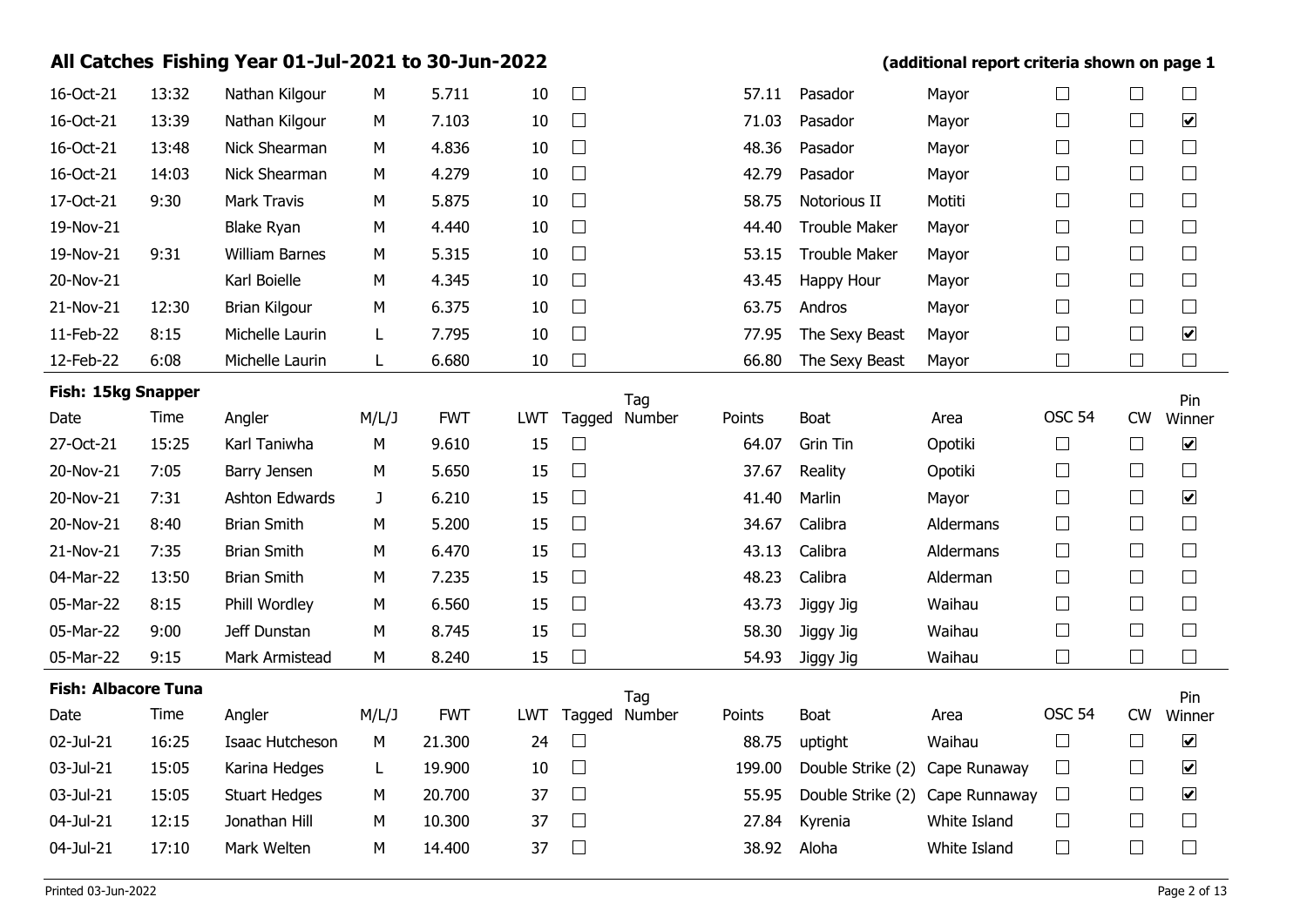## All Catches Fishing Year 01-Jul-2021 to 30-Jun-2022

**(additional report criteria shown on page 1**

| Date | Time | Angler | M/L/J | FWT | LWT | Tagged | Tag Number | Points | Boat | Area | OSC 54 | CW | Pin Winner |
|---|---|---|---|---|---|---|---|---|---|---|---|---|---|
| 16-Oct-21 | 13:32 | Nathan Kilgour | M | 5.711 | 10 | ☐ | | 57.11 | Pasador | Mayor | ☐ | ☐ | ☐ |
| 16-Oct-21 | 13:39 | Nathan Kilgour | M | 7.103 | 10 | ☐ | | 71.03 | Pasador | Mayor | ☐ | ☐ | ☑ |
| 16-Oct-21 | 13:48 | Nick Shearman | M | 4.836 | 10 | ☐ | | 48.36 | Pasador | Mayor | ☐ | ☐ | ☐ |
| 16-Oct-21 | 14:03 | Nick Shearman | M | 4.279 | 10 | ☐ | | 42.79 | Pasador | Mayor | ☐ | ☐ | ☐ |
| 17-Oct-21 | 9:30 | Mark Travis | M | 5.875 | 10 | ☐ | | 58.75 | Notorious II | Motiti | ☐ | ☐ | ☐ |
| 19-Nov-21 | | Blake Ryan | M | 4.440 | 10 | ☐ | | 44.40 | Trouble Maker | Mayor | ☐ | ☐ | ☐ |
| 19-Nov-21 | 9:31 | William Barnes | M | 5.315 | 10 | ☐ | | 53.15 | Trouble Maker | Mayor | ☐ | ☐ | ☐ |
| 20-Nov-21 | | Karl Boielle | M | 4.345 | 10 | ☐ | | 43.45 | Happy Hour | Mayor | ☐ | ☐ | ☐ |
| 21-Nov-21 | 12:30 | Brian Kilgour | M | 6.375 | 10 | ☐ | | 63.75 | Andros | Mayor | ☐ | ☐ | ☐ |
| 11-Feb-22 | 8:15 | Michelle Laurin | L | 7.795 | 10 | ☐ | | 77.95 | The Sexy Beast | Mayor | ☐ | ☐ | ☑ |
| 12-Feb-22 | 6:08 | Michelle Laurin | L | 6.680 | 10 | ☐ | | 66.80 | The Sexy Beast | Mayor | ☐ | ☐ | ☐ |

**Fish: 15kg Snapper**

| Date | Time | Angler | M/L/J | FWT | LWT | Tagged | Tag Number | Points | Boat | Area | OSC 54 | CW | Pin Winner |
|---|---|---|---|---|---|---|---|---|---|---|---|---|---|
| 27-Oct-21 | 15:25 | Karl Taniwha | M | 9.610 | 15 | ☐ | | 64.07 | Grin Tin | Opotiki | ☐ | ☐ | ☑ |
| 20-Nov-21 | 7:05 | Barry Jensen | M | 5.650 | 15 | ☐ | | 37.67 | Reality | Opotiki | ☐ | ☐ | ☐ |
| 20-Nov-21 | 7:31 | Ashton Edwards | J | 6.210 | 15 | ☐ | | 41.40 | Marlin | Mayor | ☐ | ☐ | ☑ |
| 20-Nov-21 | 8:40 | Brian Smith | M | 5.200 | 15 | ☐ | | 34.67 | Calibra | Aldermans | ☐ | ☐ | ☐ |
| 21-Nov-21 | 7:35 | Brian Smith | M | 6.470 | 15 | ☐ | | 43.13 | Calibra | Aldermans | ☐ | ☐ | ☐ |
| 04-Mar-22 | 13:50 | Brian Smith | M | 7.235 | 15 | ☐ | | 48.23 | Calibra | Alderman | ☐ | ☐ | ☐ |
| 05-Mar-22 | 8:15 | Phill Wordley | M | 6.560 | 15 | ☐ | | 43.73 | Jiggy Jig | Waihau | ☐ | ☐ | ☐ |
| 05-Mar-22 | 9:00 | Jeff Dunstan | M | 8.745 | 15 | ☐ | | 58.30 | Jiggy Jig | Waihau | ☐ | ☐ | ☐ |
| 05-Mar-22 | 9:15 | Mark Armistead | M | 8.240 | 15 | ☐ | | 54.93 | Jiggy Jig | Waihau | ☐ | ☐ | ☐ |

**Fish: Albacore Tuna**

| Date | Time | Angler | M/L/J | FWT | LWT | Tagged | Tag Number | Points | Boat | Area | OSC 54 | CW | Pin Winner |
|---|---|---|---|---|---|---|---|---|---|---|---|---|---|
| 02-Jul-21 | 16:25 | Isaac Hutcheson | M | 21.300 | 24 | ☐ | | 88.75 | uptight | Waihau | ☐ | ☐ | ☑ |
| 03-Jul-21 | 15:05 | Karina Hedges | L | 19.900 | 10 | ☐ | | 199.00 | Double Strike (2) | Cape Runaway | ☐ | ☐ | ☑ |
| 03-Jul-21 | 15:05 | Stuart Hedges | M | 20.700 | 37 | ☐ | | 55.95 | Double Strike (2) | Cape Runnaway | ☐ | ☐ | ☑ |
| 04-Jul-21 | 12:15 | Jonathan Hill | M | 10.300 | 37 | ☐ | | 27.84 | Kyrenia | White Island | ☐ | ☐ | ☐ |
| 04-Jul-21 | 17:10 | Mark Welten | M | 14.400 | 37 | ☐ | | 38.92 | Aloha | White Island | ☐ | ☐ | ☐ |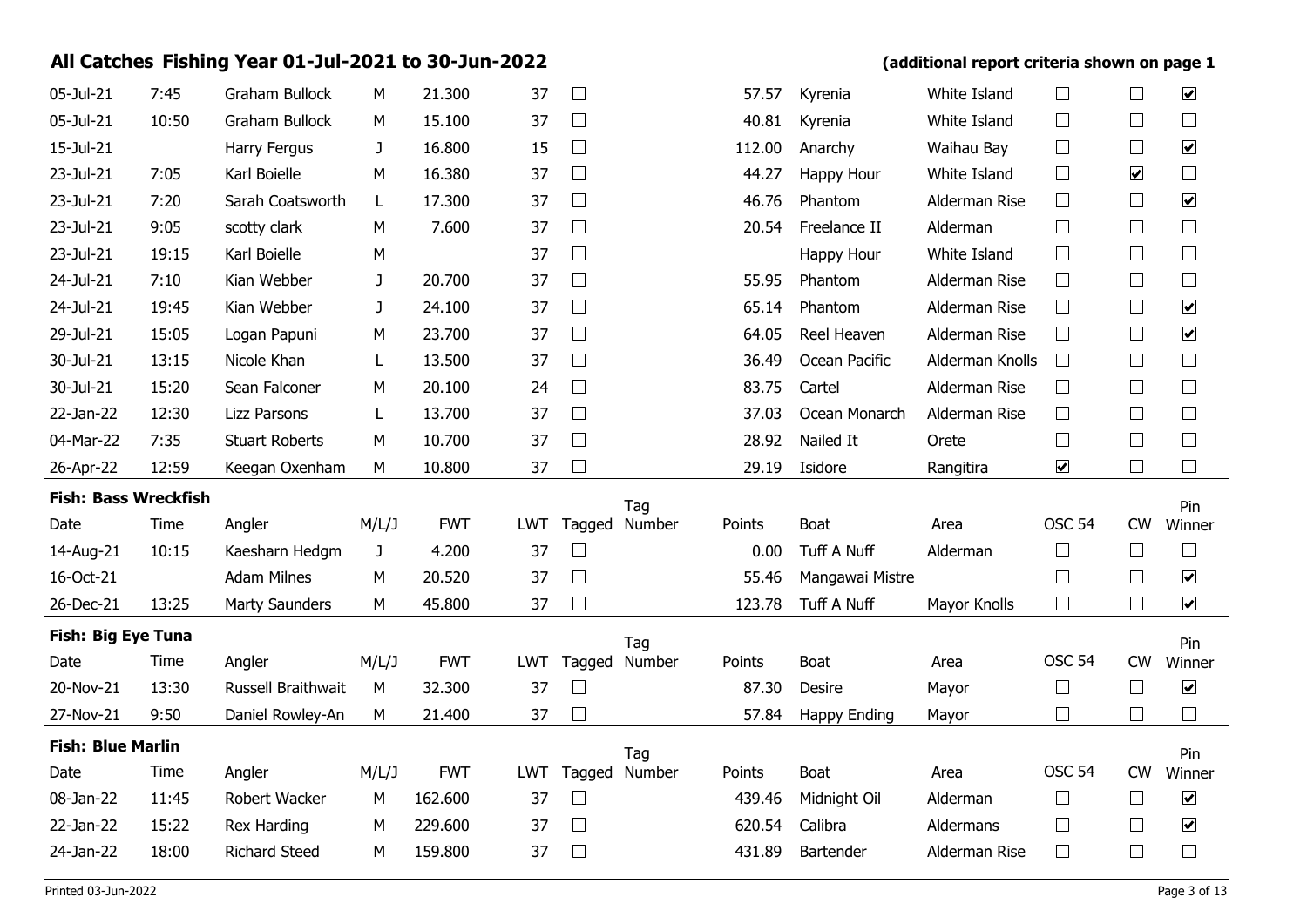## All Catches Fishing Year 01-Jul-2021 to 30-Jun-2022

**(additional report criteria shown on page 1)**

| Date | Time | Angler | M/L/J | FWT | LWT | Tagged | Tag Number | Points | Boat | Area | OSC 54 | CW | Pin Winner |
|---|---|---|---|---|---|---|---|---|---|---|---|---|---|
| 05-Jul-21 | 7:45 | Graham Bullock | M | 21.300 | 37 | ☐ | | 57.57 | Kyrenia | White Island | ☐ | ☐ | ☑ |
| 05-Jul-21 | 10:50 | Graham Bullock | M | 15.100 | 37 | ☐ | | 40.81 | Kyrenia | White Island | ☐ | ☐ | ☐ |
| 15-Jul-21 | | Harry Fergus | J | 16.800 | 15 | ☐ | | 112.00 | Anarchy | Waihau Bay | ☐ | ☐ | ☑ |
| 23-Jul-21 | 7:05 | Karl Boielle | M | 16.380 | 37 | ☐ | | 44.27 | Happy Hour | White Island | ☐ | ☑ | ☐ |
| 23-Jul-21 | 7:20 | Sarah Coatsworth | L | 17.300 | 37 | ☐ | | 46.76 | Phantom | Alderman Rise | ☐ | ☐ | ☑ |
| 23-Jul-21 | 9:05 | scotty clark | M | 7.600 | 37 | ☐ | | 20.54 | Freelance II | Alderman | ☐ | ☐ | ☐ |
| 23-Jul-21 | 19:15 | Karl Boielle | M | | 37 | ☐ | | | Happy Hour | White Island | ☐ | ☐ | ☐ |
| 24-Jul-21 | 7:10 | Kian Webber | J | 20.700 | 37 | ☐ | | 55.95 | Phantom | Alderman Rise | ☐ | ☐ | ☐ |
| 24-Jul-21 | 19:45 | Kian Webber | J | 24.100 | 37 | ☐ | | 65.14 | Phantom | Alderman Rise | ☐ | ☐ | ☑ |
| 29-Jul-21 | 15:05 | Logan Papuni | M | 23.700 | 37 | ☐ | | 64.05 | Reel Heaven | Alderman Rise | ☐ | ☐ | ☑ |
| 30-Jul-21 | 13:15 | Nicole Khan | L | 13.500 | 37 | ☐ | | 36.49 | Ocean Pacific | Alderman Knolls | ☐ | ☐ | ☐ |
| 30-Jul-21 | 15:20 | Sean Falconer | M | 20.100 | 24 | ☐ | | 83.75 | Cartel | Alderman Rise | ☐ | ☐ | ☐ |
| 22-Jan-22 | 12:30 | Lizz Parsons | L | 13.700 | 37 | ☐ | | 37.03 | Ocean Monarch | Alderman Rise | ☐ | ☐ | ☐ |
| 04-Mar-22 | 7:35 | Stuart Roberts | M | 10.700 | 37 | ☐ | | 28.92 | Nailed It | Orete | ☐ | ☐ | ☐ |
| 26-Apr-22 | 12:59 | Keegan Oxenham | M | 10.800 | 37 | ☐ | | 29.19 | Isidore | Rangitira | ☑ | ☐ | ☐ |

**Fish: Bass Wreckfish**

| Date | Time | Angler | M/L/J | FWT | LWT | Tagged | Tag Number | Points | Boat | Area | OSC 54 | CW | Pin Winner |
|---|---|---|---|---|---|---|---|---|---|---|---|---|---|
| 14-Aug-21 | 10:15 | Kaesharn Hedgm | J | 4.200 | 37 | ☐ | | 0.00 | Tuff A Nuff | Alderman | ☐ | ☐ | ☐ |
| 16-Oct-21 | | Adam Milnes | M | 20.520 | 37 | ☐ | | 55.46 | Mangawai Mistre | | ☐ | ☐ | ☑ |
| 26-Dec-21 | 13:25 | Marty Saunders | M | 45.800 | 37 | ☐ | | 123.78 | Tuff A Nuff | Mayor Knolls | ☐ | ☐ | ☑ |

**Fish: Big Eye Tuna**

| Date | Time | Angler | M/L/J | FWT | LWT | Tagged | Tag Number | Points | Boat | Area | OSC 54 | CW | Pin Winner |
|---|---|---|---|---|---|---|---|---|---|---|---|---|---|
| 20-Nov-21 | 13:30 | Russell Braithwait | M | 32.300 | 37 | ☐ | | 87.30 | Desire | Mayor | ☐ | ☐ | ☑ |
| 27-Nov-21 | 9:50 | Daniel Rowley-An | M | 21.400 | 37 | ☐ | | 57.84 | Happy Ending | Mayor | ☐ | ☐ | ☐ |

**Fish: Blue Marlin**

| Date | Time | Angler | M/L/J | FWT | LWT | Tagged | Tag Number | Points | Boat | Area | OSC 54 | CW | Pin Winner |
|---|---|---|---|---|---|---|---|---|---|---|---|---|---|
| 08-Jan-22 | 11:45 | Robert Wacker | M | 162.600 | 37 | ☐ | | 439.46 | Midnight Oil | Alderman | ☐ | ☐ | ☑ |
| 22-Jan-22 | 15:22 | Rex Harding | M | 229.600 | 37 | ☐ | | 620.54 | Calibra | Aldermans | ☐ | ☐ | ☑ |
| 24-Jan-22 | 18:00 | Richard Steed | M | 159.800 | 37 | ☐ | | 431.89 | Bartender | Alderman Rise | ☐ | ☐ | ☐ |

Printed 03-Jun-2022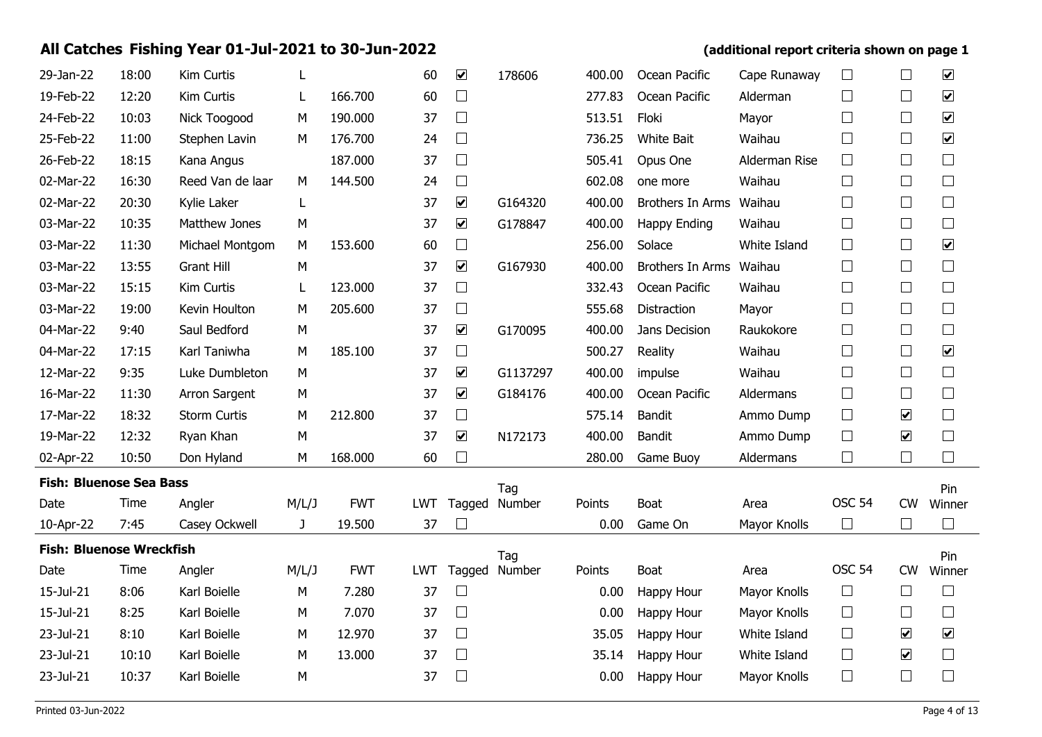## All Catches Fishing Year 01-Jul-2021 to 30-Jun-2022

**(additional report criteria shown on page 1**

| | | | | | | | | | | | | | |
|---|---|---|---|---|---|---|---|---|---|---|---|---|---|
| 29-Jan-22 | 18:00 | Kim Curtis | L | | 60 | ☑ | 178606 | 400.00 | Ocean Pacific | Cape Runaway | ☐ | ☐ | ☑ |
| 19-Feb-22 | 12:20 | Kim Curtis | L | 166.700 | 60 | ☐ | | 277.83 | Ocean Pacific | Alderman | ☐ | ☐ | ☑ |
| 24-Feb-22 | 10:03 | Nick Toogood | M | 190.000 | 37 | ☐ | | 513.51 | Floki | Mayor | ☐ | ☐ | ☑ |
| 25-Feb-22 | 11:00 | Stephen Lavin | M | 176.700 | 24 | ☐ | | 736.25 | White Bait | Waihau | ☐ | ☐ | ☑ |
| 26-Feb-22 | 18:15 | Kana Angus | | 187.000 | 37 | ☐ | | 505.41 | Opus One | Alderman Rise | ☐ | ☐ | ☐ |
| 02-Mar-22 | 16:30 | Reed Van de laar | M | 144.500 | 24 | ☐ | | 602.08 | one more | Waihau | ☐ | ☐ | ☐ |
| 02-Mar-22 | 20:30 | Kylie Laker | L | | 37 | ☑ | G164320 | 400.00 | Brothers In Arms | Waihau | ☐ | ☐ | ☐ |
| 03-Mar-22 | 10:35 | Matthew Jones | M | | 37 | ☑ | G178847 | 400.00 | Happy Ending | Waihau | ☐ | ☐ | ☐ |
| 03-Mar-22 | 11:30 | Michael Montgom | M | 153.600 | 60 | ☐ | | 256.00 | Solace | White Island | ☐ | ☐ | ☑ |
| 03-Mar-22 | 13:55 | Grant Hill | M | | 37 | ☑ | G167930 | 400.00 | Brothers In Arms | Waihau | ☐ | ☐ | ☐ |
| 03-Mar-22 | 15:15 | Kim Curtis | L | 123.000 | 37 | ☐ | | 332.43 | Ocean Pacific | Waihau | ☐ | ☐ | ☐ |
| 03-Mar-22 | 19:00 | Kevin Houlton | M | 205.600 | 37 | ☐ | | 555.68 | Distraction | Mayor | ☐ | ☐ | ☐ |
| 04-Mar-22 | 9:40 | Saul Bedford | M | | 37 | ☑ | G170095 | 400.00 | Jans Decision | Raukokore | ☐ | ☐ | ☐ |
| 04-Mar-22 | 17:15 | Karl Taniwha | M | 185.100 | 37 | ☐ | | 500.27 | Reality | Waihau | ☐ | ☐ | ☑ |
| 12-Mar-22 | 9:35 | Luke Dumbleton | M | | 37 | ☑ | G1137297 | 400.00 | impulse | Waihau | ☐ | ☐ | ☐ |
| 16-Mar-22 | 11:30 | Arron Sargent | M | | 37 | ☑ | G184176 | 400.00 | Ocean Pacific | Aldermans | ☐ | ☐ | ☐ |
| 17-Mar-22 | 18:32 | Storm Curtis | M | 212.800 | 37 | ☐ | | 575.14 | Bandit | Ammo Dump | ☐ | ☑ | ☐ |
| 19-Mar-22 | 12:32 | Ryan Khan | M | | 37 | ☑ | N172173 | 400.00 | Bandit | Ammo Dump | ☐ | ☑ | ☐ |
| 02-Apr-22 | 10:50 | Don Hyland | M | 168.000 | 60 | ☐ | | 280.00 | Game Buoy | Aldermans | ☐ | ☐ | ☐ |

### Fish: Bluenose Sea Bass

| Date | Time | Angler | M/L/J | FWT | LWT | Tagged | Tag Number | Points | Boat | Area | OSC 54 | CW | Pin Winner |
|---|---|---|---|---|---|---|---|---|---|---|---|---|---|
| 10-Apr-22 | 7:45 | Casey Ockwell | J | 19.500 | 37 | ☐ | | 0.00 | Game On | Mayor Knolls | ☐ | ☐ | ☐ |

### Fish: Bluenose Wreckfish

| Date | Time | Angler | M/L/J | FWT | LWT | Tagged | Tag Number | Points | Boat | Area | OSC 54 | CW | Pin Winner |
|---|---|---|---|---|---|---|---|---|---|---|---|---|---|
| 15-Jul-21 | 8:06 | Karl Boielle | M | 7.280 | 37 | ☐ | | 0.00 | Happy Hour | Mayor Knolls | ☐ | ☐ | ☐ |
| 15-Jul-21 | 8:25 | Karl Boielle | M | 7.070 | 37 | ☐ | | 0.00 | Happy Hour | Mayor Knolls | ☐ | ☐ | ☐ |
| 23-Jul-21 | 8:10 | Karl Boielle | M | 12.970 | 37 | ☐ | | 35.05 | Happy Hour | White Island | ☐ | ☑ | ☑ |
| 23-Jul-21 | 10:10 | Karl Boielle | M | 13.000 | 37 | ☐ | | 35.14 | Happy Hour | White Island | ☐ | ☑ | ☐ |
| 23-Jul-21 | 10:37 | Karl Boielle | M | | 37 | ☐ | | 0.00 | Happy Hour | Mayor Knolls | ☐ | ☐ | ☐ |

Printed 03-Jun-2022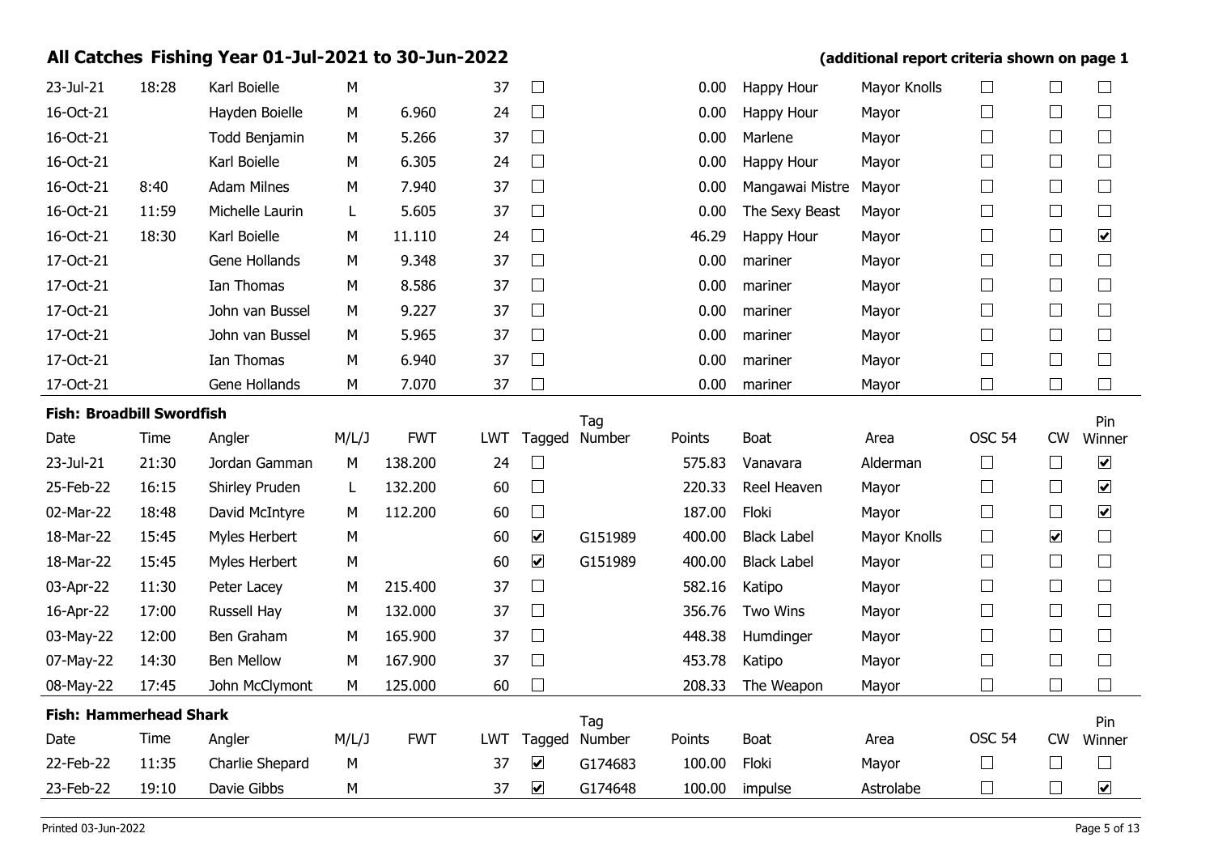## All Catches Fishing Year 01-Jul-2021 to 30-Jun-2022

**(additional report criteria shown on page 1**

| Date | Time | Angler | M/L/J | FWT | LWT | Tagged | Tag Number | Points | Boat | Area | OSC 54 | CW | Pin Winner |
|---|---|---|---|---|---|---|---|---|---|---|---|---|---|
| 23-Jul-21 | 18:28 | Karl Boielle | M | | 37 | ☐ | | 0.00 | Happy Hour | Mayor Knolls | ☐ | ☐ | ☐ |
| 16-Oct-21 | | Hayden Boielle | M | 6.960 | 24 | ☐ | | 0.00 | Happy Hour | Mayor | ☐ | ☐ | ☐ |
| 16-Oct-21 | | Todd Benjamin | M | 5.266 | 37 | ☐ | | 0.00 | Marlene | Mayor | ☐ | ☐ | ☐ |
| 16-Oct-21 | | Karl Boielle | M | 6.305 | 24 | ☐ | | 0.00 | Happy Hour | Mayor | ☐ | ☐ | ☐ |
| 16-Oct-21 | 8:40 | Adam Milnes | M | 7.940 | 37 | ☐ | | 0.00 | Mangawai Mistre | Mayor | ☐ | ☐ | ☐ |
| 16-Oct-21 | 11:59 | Michelle Laurin | L | 5.605 | 37 | ☐ | | 0.00 | The Sexy Beast | Mayor | ☐ | ☐ | ☐ |
| 16-Oct-21 | 18:30 | Karl Boielle | M | 11.110 | 24 | ☐ | | 46.29 | Happy Hour | Mayor | ☐ | ☐ | ☑ |
| 17-Oct-21 | | Gene Hollands | M | 9.348 | 37 | ☐ | | 0.00 | mariner | Mayor | ☐ | ☐ | ☐ |
| 17-Oct-21 | | Ian Thomas | M | 8.586 | 37 | ☐ | | 0.00 | mariner | Mayor | ☐ | ☐ | ☐ |
| 17-Oct-21 | | John van Bussel | M | 9.227 | 37 | ☐ | | 0.00 | mariner | Mayor | ☐ | ☐ | ☐ |
| 17-Oct-21 | | John van Bussel | M | 5.965 | 37 | ☐ | | 0.00 | mariner | Mayor | ☐ | ☐ | ☐ |
| 17-Oct-21 | | Ian Thomas | M | 6.940 | 37 | ☐ | | 0.00 | mariner | Mayor | ☐ | ☐ | ☐ |
| 17-Oct-21 | | Gene Hollands | M | 7.070 | 37 | ☐ | | 0.00 | mariner | Mayor | ☐ | ☐ | ☐ |

### Fish: Broadbill Swordfish

| Date | Time | Angler | M/L/J | FWT | LWT | Tagged | Tag Number | Points | Boat | Area | OSC 54 | CW | Pin Winner |
|---|---|---|---|---|---|---|---|---|---|---|---|---|---|
| 23-Jul-21 | 21:30 | Jordan Gamman | M | 138.200 | 24 | ☐ | | 575.83 | Vanavara | Alderman | ☐ | ☐ | ☑ |
| 25-Feb-22 | 16:15 | Shirley Pruden | L | 132.200 | 60 | ☐ | | 220.33 | Reel Heaven | Mayor | ☐ | ☐ | ☑ |
| 02-Mar-22 | 18:48 | David McIntyre | M | 112.200 | 60 | ☐ | | 187.00 | Floki | Mayor | ☐ | ☐ | ☑ |
| 18-Mar-22 | 15:45 | Myles Herbert | M | | 60 | ☑ | G151989 | 400.00 | Black Label | Mayor Knolls | ☐ | ☑ | ☐ |
| 18-Mar-22 | 15:45 | Myles Herbert | M | | 60 | ☑ | G151989 | 400.00 | Black Label | Mayor | ☐ | ☐ | ☐ |
| 03-Apr-22 | 11:30 | Peter Lacey | M | 215.400 | 37 | ☐ | | 582.16 | Katipo | Mayor | ☐ | ☐ | ☐ |
| 16-Apr-22 | 17:00 | Russell Hay | M | 132.000 | 37 | ☐ | | 356.76 | Two Wins | Mayor | ☐ | ☐ | ☐ |
| 03-May-22 | 12:00 | Ben Graham | M | 165.900 | 37 | ☐ | | 448.38 | Humdinger | Mayor | ☐ | ☐ | ☐ |
| 07-May-22 | 14:30 | Ben Mellow | M | 167.900 | 37 | ☐ | | 453.78 | Katipo | Mayor | ☐ | ☐ | ☐ |
| 08-May-22 | 17:45 | John McClymont | M | 125.000 | 60 | ☐ | | 208.33 | The Weapon | Mayor | ☐ | ☐ | ☐ |

### Fish: Hammerhead Shark

| Date | Time | Angler | M/L/J | FWT | LWT | Tagged | Tag Number | Points | Boat | Area | OSC 54 | CW | Pin Winner |
|---|---|---|---|---|---|---|---|---|---|---|---|---|---|
| 22-Feb-22 | 11:35 | Charlie Shepard | M | | 37 | ☑ | G174683 | 100.00 | Floki | Mayor | ☐ | ☐ | ☐ |
| 23-Feb-22 | 19:10 | Davie Gibbs | M | | 37 | ☑ | G174648 | 100.00 | impulse | Astrolabe | ☐ | ☐ | ☑ |

Printed 03-Jun-2022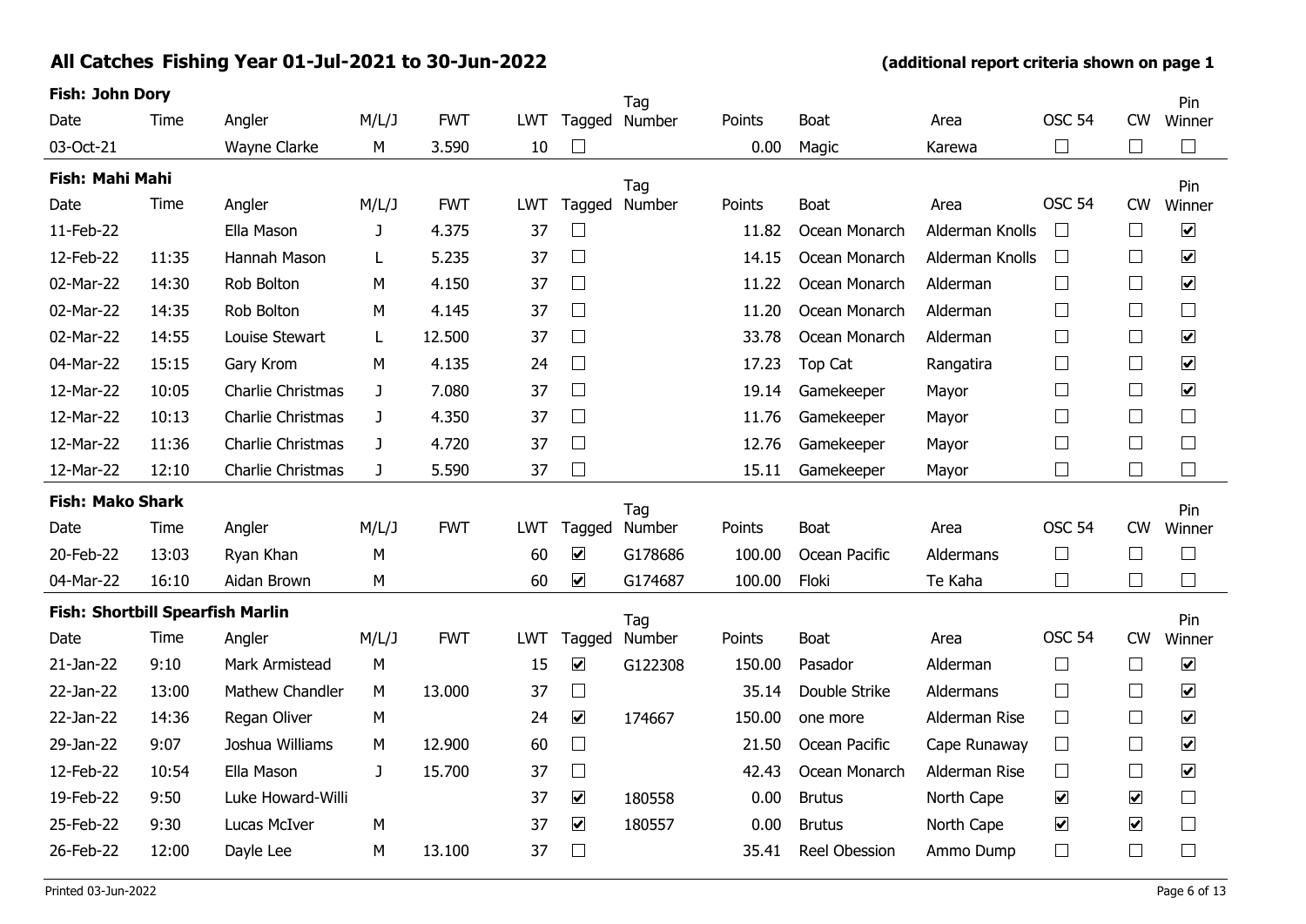## All Catches Fishing Year 01-Jul-2021 to 30-Jun-2022

**(additional report criteria shown on page 1)**

### Fish: John Dory

| Date | Time | Angler | M/L/J | FWT | LWT | Tagged | Tag Number | Points | Boat | Area | OSC 54 | CW | Pin Winner |
|---|---|---|---|---|---|---|---|---|---|---|---|---|---|
| 03-Oct-21 | | Wayne Clarke | M | 3.590 | 10 | ☐ | | 0.00 | Magic | Karewa | ☐ | ☐ | ☐ |

### Fish: Mahi Mahi

| Date | Time | Angler | M/L/J | FWT | LWT | Tagged | Tag Number | Points | Boat | Area | OSC 54 | CW | Pin Winner |
|---|---|---|---|---|---|---|---|---|---|---|---|---|---|
| 11-Feb-22 | | Ella Mason | J | 4.375 | 37 | ☐ | | 11.82 | Ocean Monarch | Alderman Knolls | ☐ | ☐ | ☑ |
| 12-Feb-22 | 11:35 | Hannah Mason | L | 5.235 | 37 | ☐ | | 14.15 | Ocean Monarch | Alderman Knolls | ☐ | ☐ | ☑ |
| 02-Mar-22 | 14:30 | Rob Bolton | M | 4.150 | 37 | ☐ | | 11.22 | Ocean Monarch | Alderman | ☐ | ☐ | ☑ |
| 02-Mar-22 | 14:35 | Rob Bolton | M | 4.145 | 37 | ☐ | | 11.20 | Ocean Monarch | Alderman | ☐ | ☐ | ☐ |
| 02-Mar-22 | 14:55 | Louise Stewart | L | 12.500 | 37 | ☐ | | 33.78 | Ocean Monarch | Alderman | ☐ | ☐ | ☑ |
| 04-Mar-22 | 15:15 | Gary Krom | M | 4.135 | 24 | ☐ | | 17.23 | Top Cat | Rangatira | ☐ | ☐ | ☑ |
| 12-Mar-22 | 10:05 | Charlie Christmas | J | 7.080 | 37 | ☐ | | 19.14 | Gamekeeper | Mayor | ☐ | ☐ | ☑ |
| 12-Mar-22 | 10:13 | Charlie Christmas | J | 4.350 | 37 | ☐ | | 11.76 | Gamekeeper | Mayor | ☐ | ☐ | ☐ |
| 12-Mar-22 | 11:36 | Charlie Christmas | J | 4.720 | 37 | ☐ | | 12.76 | Gamekeeper | Mayor | ☐ | ☐ | ☐ |
| 12-Mar-22 | 12:10 | Charlie Christmas | J | 5.590 | 37 | ☐ | | 15.11 | Gamekeeper | Mayor | ☐ | ☐ | ☐ |

### Fish: Mako Shark

| Date | Time | Angler | M/L/J | FWT | LWT | Tagged | Tag Number | Points | Boat | Area | OSC 54 | CW | Pin Winner |
|---|---|---|---|---|---|---|---|---|---|---|---|---|---|
| 20-Feb-22 | 13:03 | Ryan Khan | M | | 60 | ☑ | G178686 | 100.00 | Ocean Pacific | Aldermans | ☐ | ☐ | ☐ |
| 04-Mar-22 | 16:10 | Aidan Brown | M | | 60 | ☑ | G174687 | 100.00 | Floki | Te Kaha | ☐ | ☐ | ☐ |

### Fish: Shortbill Spearfish Marlin

| Date | Time | Angler | M/L/J | FWT | LWT | Tagged | Tag Number | Points | Boat | Area | OSC 54 | CW | Pin Winner |
|---|---|---|---|---|---|---|---|---|---|---|---|---|---|
| 21-Jan-22 | 9:10 | Mark Armistead | M | | 15 | ☑ | G122308 | 150.00 | Pasador | Alderman | ☐ | ☐ | ☑ |
| 22-Jan-22 | 13:00 | Mathew Chandler | M | 13.000 | 37 | ☐ | | 35.14 | Double Strike | Aldermans | ☐ | ☐ | ☑ |
| 22-Jan-22 | 14:36 | Regan Oliver | M | | 24 | ☑ | 174667 | 150.00 | one more | Alderman Rise | ☐ | ☐ | ☑ |
| 29-Jan-22 | 9:07 | Joshua Williams | M | 12.900 | 60 | ☐ | | 21.50 | Ocean Pacific | Cape Runaway | ☐ | ☐ | ☑ |
| 12-Feb-22 | 10:54 | Ella Mason | J | 15.700 | 37 | ☐ | | 42.43 | Ocean Monarch | Alderman Rise | ☐ | ☐ | ☑ |
| 19-Feb-22 | 9:50 | Luke Howard-Willi | | | 37 | ☑ | 180558 | 0.00 | Brutus | North Cape | ☑ | ☑ | ☐ |
| 25-Feb-22 | 9:30 | Lucas McIver | M | | 37 | ☑ | 180557 | 0.00 | Brutus | North Cape | ☑ | ☑ | ☐ |
| 26-Feb-22 | 12:00 | Dayle Lee | M | 13.100 | 37 | ☐ | | 35.41 | Reel Obession | Ammo Dump | ☐ | ☐ | ☐ |

Printed 03-Jun-2022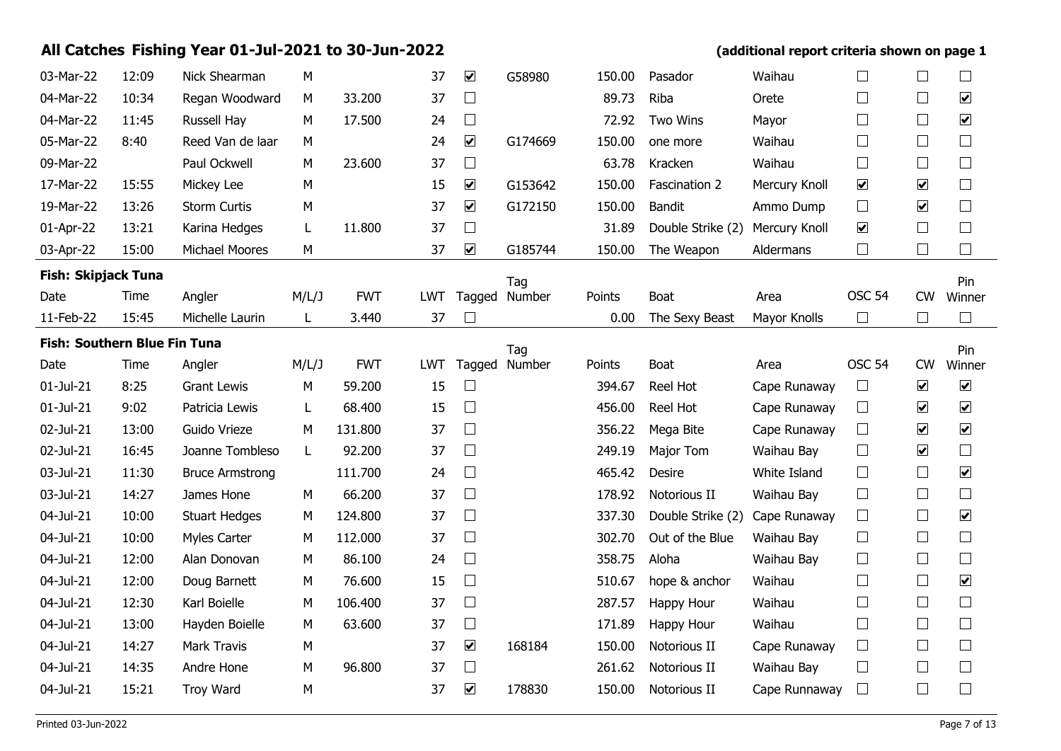## All Catches Fishing Year 01-Jul-2021 to 30-Jun-2022

**(additional report criteria shown on page 1**

| Date | Time | Angler | M/L/J | FWT | LWT | Tagged | Tag Number | Points | Boat | Area | OSC 54 | CW | Pin Winner |
|---|---|---|---|---|---|---|---|---|---|---|---|---|---|
| 03-Mar-22 | 12:09 | Nick Shearman | M | | 37 | ☑ | G58980 | 150.00 | Pasador | Waihau | ☐ | ☐ | ☐ |
| 04-Mar-22 | 10:34 | Regan Woodward | M | 33.200 | 37 | ☐ | | 89.73 | Riba | Orete | ☐ | ☐ | ☑ |
| 04-Mar-22 | 11:45 | Russell Hay | M | 17.500 | 24 | ☐ | | 72.92 | Two Wins | Mayor | ☐ | ☐ | ☑ |
| 05-Mar-22 | 8:40 | Reed Van de laar | M | | 24 | ☑ | G174669 | 150.00 | one more | Waihau | ☐ | ☐ | ☐ |
| 09-Mar-22 | | Paul Ockwell | M | 23.600 | 37 | ☐ | | 63.78 | Kracken | Waihau | ☐ | ☐ | ☐ |
| 17-Mar-22 | 15:55 | Mickey Lee | M | | 15 | ☑ | G153642 | 150.00 | Fascination 2 | Mercury Knoll | ☑ | ☑ | ☐ |
| 19-Mar-22 | 13:26 | Storm Curtis | M | | 37 | ☑ | G172150 | 150.00 | Bandit | Ammo Dump | ☐ | ☑ | ☐ |
| 01-Apr-22 | 13:21 | Karina Hedges | L | 11.800 | 37 | ☐ | | 31.89 | Double Strike (2) | Mercury Knoll | ☑ | ☐ | ☐ |
| 03-Apr-22 | 15:00 | Michael Moores | M | | 37 | ☑ | G185744 | 150.00 | The Weapon | Aldermans | ☐ | ☐ | ☐ |

### Fish: Skipjack Tuna

| Date | Time | Angler | M/L/J | FWT | LWT | Tagged | Tag Number | Points | Boat | Area | OSC 54 | CW | Pin Winner |
|---|---|---|---|---|---|---|---|---|---|---|---|---|---|
| 11-Feb-22 | 15:45 | Michelle Laurin | L | 3.440 | 37 | ☐ | | 0.00 | The Sexy Beast | Mayor Knolls | ☐ | ☐ | ☐ |

### Fish: Southern Blue Fin Tuna

| Date | Time | Angler | M/L/J | FWT | LWT | Tagged | Tag Number | Points | Boat | Area | OSC 54 | CW | Pin Winner |
|---|---|---|---|---|---|---|---|---|---|---|---|---|---|
| 01-Jul-21 | 8:25 | Grant Lewis | M | 59.200 | 15 | ☐ | | 394.67 | Reel Hot | Cape Runaway | ☐ | ☑ | ☑ |
| 01-Jul-21 | 9:02 | Patricia Lewis | L | 68.400 | 15 | ☐ | | 456.00 | Reel Hot | Cape Runaway | ☐ | ☑ | ☑ |
| 02-Jul-21 | 13:00 | Guido Vrieze | M | 131.800 | 37 | ☐ | | 356.22 | Mega Bite | Cape Runaway | ☐ | ☑ | ☑ |
| 02-Jul-21 | 16:45 | Joanne Tombleso | L | 92.200 | 37 | ☐ | | 249.19 | Major Tom | Waihau Bay | ☐ | ☑ | ☐ |
| 03-Jul-21 | 11:30 | Bruce Armstrong | | 111.700 | 24 | ☐ | | 465.42 | Desire | White Island | ☐ | ☐ | ☑ |
| 03-Jul-21 | 14:27 | James Hone | M | 66.200 | 37 | ☐ | | 178.92 | Notorious II | Waihau Bay | ☐ | ☐ | ☐ |
| 04-Jul-21 | 10:00 | Stuart Hedges | M | 124.800 | 37 | ☐ | | 337.30 | Double Strike (2) | Cape Runaway | ☐ | ☐ | ☑ |
| 04-Jul-21 | 10:00 | Myles Carter | M | 112.000 | 37 | ☐ | | 302.70 | Out of the Blue | Waihau Bay | ☐ | ☐ | ☐ |
| 04-Jul-21 | 12:00 | Alan Donovan | M | 86.100 | 24 | ☐ | | 358.75 | Aloha | Waihau Bay | ☐ | ☐ | ☐ |
| 04-Jul-21 | 12:00 | Doug Barnett | M | 76.600 | 15 | ☐ | | 510.67 | hope & anchor | Waihau | ☐ | ☐ | ☑ |
| 04-Jul-21 | 12:30 | Karl Boielle | M | 106.400 | 37 | ☐ | | 287.57 | Happy Hour | Waihau | ☐ | ☐ | ☐ |
| 04-Jul-21 | 13:00 | Hayden Boielle | M | 63.600 | 37 | ☐ | | 171.89 | Happy Hour | Waihau | ☐ | ☐ | ☐ |
| 04-Jul-21 | 14:27 | Mark Travis | M | | 37 | ☑ | 168184 | 150.00 | Notorious II | Cape Runaway | ☐ | ☐ | ☐ |
| 04-Jul-21 | 14:35 | Andre Hone | M | 96.800 | 37 | ☐ | | 261.62 | Notorious II | Waihau Bay | ☐ | ☐ | ☐ |
| 04-Jul-21 | 15:21 | Troy Ward | M | | 37 | ☑ | 178830 | 150.00 | Notorious II | Cape Runnaway | ☐ | ☐ | ☐ |

Printed 03-Jun-2022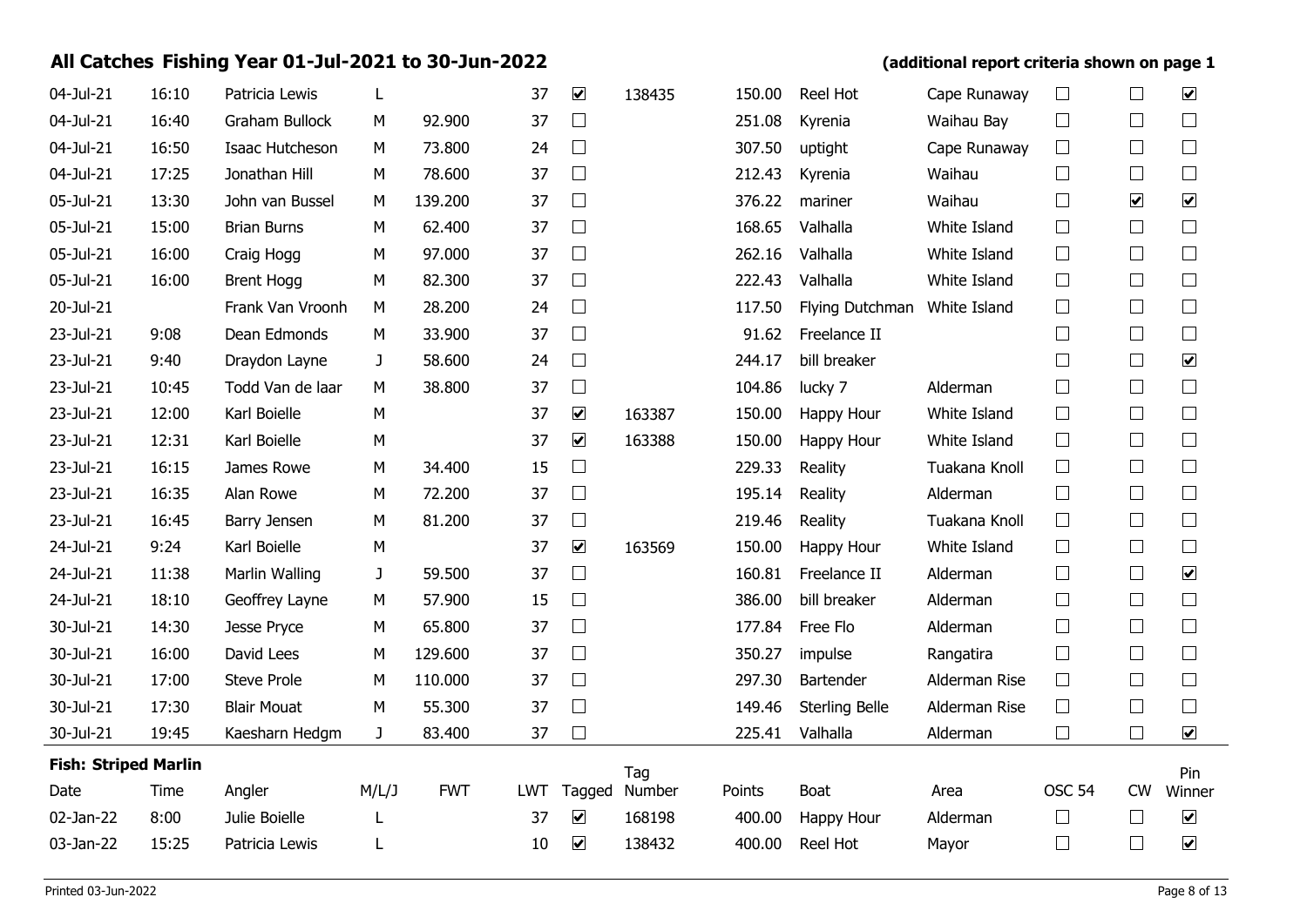## All Catches Fishing Year 01-Jul-2021 to 30-Jun-2022

**(additional report criteria shown on page 1)**

| Date | Time | Angler | M/L/J | FWT | LWT | Tagged | Tag Number | Points | Boat | Area | OSC 54 | CW | Pin Winner |
|---|---|---|---|---|---|---|---|---|---|---|---|---|---|
| 04-Jul-21 | 16:10 | Patricia Lewis | L | | 37 | ☑ | 138435 | 150.00 | Reel Hot | Cape Runaway | ☐ | ☐ | ☑ |
| 04-Jul-21 | 16:40 | Graham Bullock | M | 92.900 | 37 | ☐ | | 251.08 | Kyrenia | Waihau Bay | ☐ | ☐ | ☐ |
| 04-Jul-21 | 16:50 | Isaac Hutcheson | M | 73.800 | 24 | ☐ | | 307.50 | uptight | Cape Runaway | ☐ | ☐ | ☐ |
| 04-Jul-21 | 17:25 | Jonathan Hill | M | 78.600 | 37 | ☐ | | 212.43 | Kyrenia | Waihau | ☐ | ☐ | ☐ |
| 05-Jul-21 | 13:30 | John van Bussel | M | 139.200 | 37 | ☐ | | 376.22 | mariner | Waihau | ☐ | ☑ | ☑ |
| 05-Jul-21 | 15:00 | Brian Burns | M | 62.400 | 37 | ☐ | | 168.65 | Valhalla | White Island | ☐ | ☐ | ☐ |
| 05-Jul-21 | 16:00 | Craig Hogg | M | 97.000 | 37 | ☐ | | 262.16 | Valhalla | White Island | ☐ | ☐ | ☐ |
| 05-Jul-21 | 16:00 | Brent Hogg | M | 82.300 | 37 | ☐ | | 222.43 | Valhalla | White Island | ☐ | ☐ | ☐ |
| 20-Jul-21 | | Frank Van Vroonh | M | 28.200 | 24 | ☐ | | 117.50 | Flying Dutchman | White Island | ☐ | ☐ | ☐ |
| 23-Jul-21 | 9:08 | Dean Edmonds | M | 33.900 | 37 | ☐ | | 91.62 | Freelance II | | ☐ | ☐ | ☐ |
| 23-Jul-21 | 9:40 | Draydon Layne | J | 58.600 | 24 | ☐ | | 244.17 | bill breaker | | ☐ | ☐ | ☑ |
| 23-Jul-21 | 10:45 | Todd Van de laar | M | 38.800 | 37 | ☐ | | 104.86 | lucky 7 | Alderman | ☐ | ☐ | ☐ |
| 23-Jul-21 | 12:00 | Karl Boielle | M | | 37 | ☑ | 163387 | 150.00 | Happy Hour | White Island | ☐ | ☐ | ☐ |
| 23-Jul-21 | 12:31 | Karl Boielle | M | | 37 | ☑ | 163388 | 150.00 | Happy Hour | White Island | ☐ | ☐ | ☐ |
| 23-Jul-21 | 16:15 | James Rowe | M | 34.400 | 15 | ☐ | | 229.33 | Reality | Tuakana Knoll | ☐ | ☐ | ☐ |
| 23-Jul-21 | 16:35 | Alan Rowe | M | 72.200 | 37 | ☐ | | 195.14 | Reality | Alderman | ☐ | ☐ | ☐ |
| 23-Jul-21 | 16:45 | Barry Jensen | M | 81.200 | 37 | ☐ | | 219.46 | Reality | Tuakana Knoll | ☐ | ☐ | ☐ |
| 24-Jul-21 | 9:24 | Karl Boielle | M | | 37 | ☑ | 163569 | 150.00 | Happy Hour | White Island | ☐ | ☐ | ☐ |
| 24-Jul-21 | 11:38 | Marlin Walling | J | 59.500 | 37 | ☐ | | 160.81 | Freelance II | Alderman | ☐ | ☐ | ☑ |
| 24-Jul-21 | 18:10 | Geoffrey Layne | M | 57.900 | 15 | ☐ | | 386.00 | bill breaker | Alderman | ☐ | ☐ | ☐ |
| 30-Jul-21 | 14:30 | Jesse Pryce | M | 65.800 | 37 | ☐ | | 177.84 | Free Flo | Alderman | ☐ | ☐ | ☐ |
| 30-Jul-21 | 16:00 | David Lees | M | 129.600 | 37 | ☐ | | 350.27 | impulse | Rangatira | ☐ | ☐ | ☐ |
| 30-Jul-21 | 17:00 | Steve Prole | M | 110.000 | 37 | ☐ | | 297.30 | Bartender | Alderman Rise | ☐ | ☐ | ☐ |
| 30-Jul-21 | 17:30 | Blair Mouat | M | 55.300 | 37 | ☐ | | 149.46 | Sterling Belle | Alderman Rise | ☐ | ☐ | ☐ |
| 30-Jul-21 | 19:45 | Kaesharn Hedgm | J | 83.400 | 37 | ☐ | | 225.41 | Valhalla | Alderman | ☐ | ☐ | ☑ |

**Fish: Striped Marlin**

| Date | Time | Angler | M/L/J | FWT | LWT | Tagged | Tag Number | Points | Boat | Area | OSC 54 | CW | Pin Winner |
|---|---|---|---|---|---|---|---|---|---|---|---|---|---|
| 02-Jan-22 | 8:00 | Julie Boielle | L | | 37 | ☑ | 168198 | 400.00 | Happy Hour | Alderman | ☐ | ☐ | ☑ |
| 03-Jan-22 | 15:25 | Patricia Lewis | L | | 10 | ☑ | 138432 | 400.00 | Reel Hot | Mayor | ☐ | ☐ | ☑ |

Printed 03-Jun-2022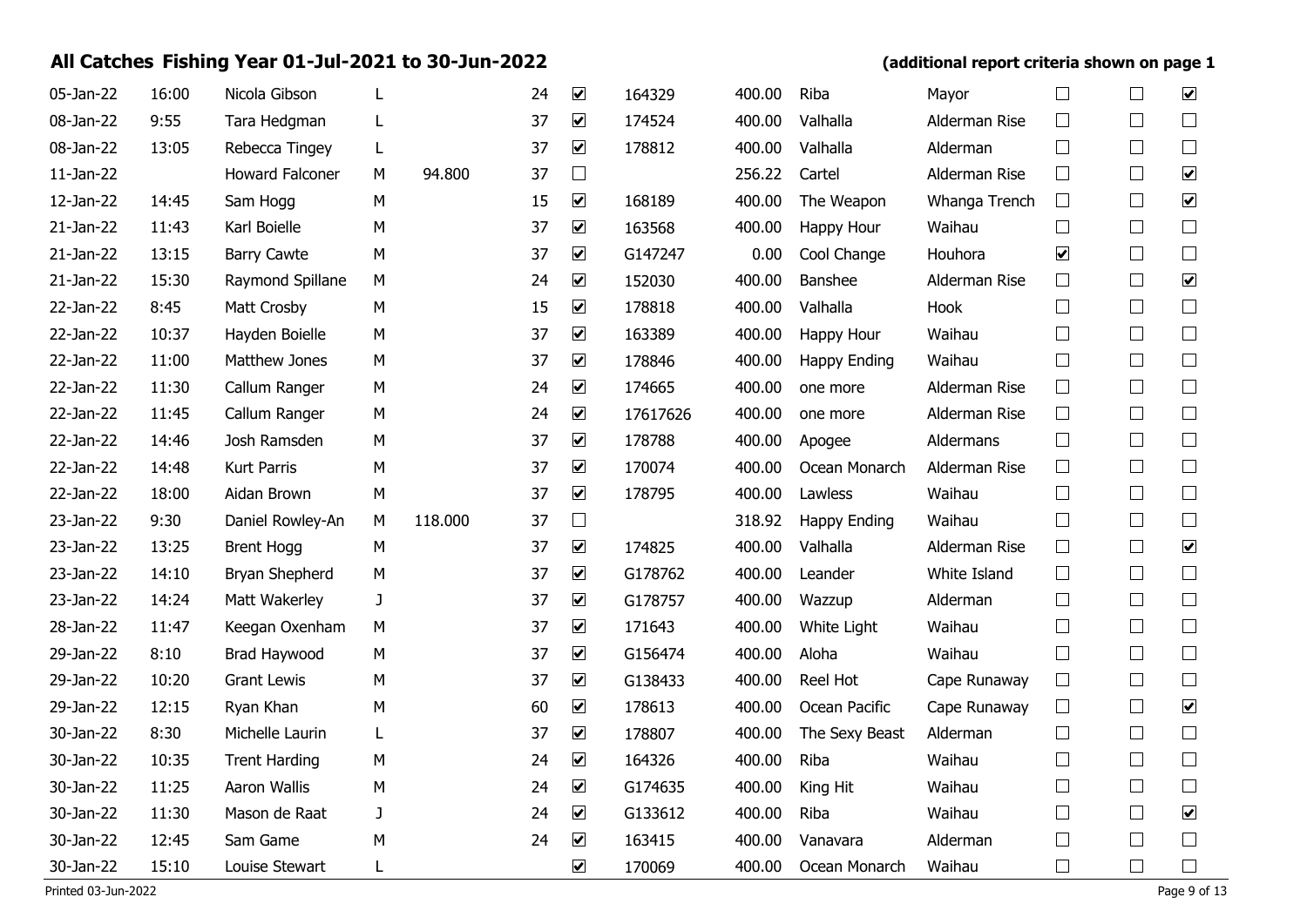## All Catches Fishing Year 01-Jul-2021 to 30-Jun-2022

**(additional report criteria shown on page 1**

| | | | | | | | | | | | | | |
|---|---|---|---|---|---|---|---|---|---|---|---|---|---|
| 05-Jan-22 | 16:00 | Nicola Gibson | L | | 24 | ☑ | 164329 | 400.00 | Riba | Mayor | ☐ | ☐ | ☑ |
| 08-Jan-22 | 9:55 | Tara Hedgman | L | | 37 | ☑ | 174524 | 400.00 | Valhalla | Alderman Rise | ☐ | ☐ | ☐ |
| 08-Jan-22 | 13:05 | Rebecca Tingey | L | | 37 | ☑ | 178812 | 400.00 | Valhalla | Alderman | ☐ | ☐ | ☐ |
| 11-Jan-22 | | Howard Falconer | M | 94.800 | 37 | ☐ | | 256.22 | Cartel | Alderman Rise | ☐ | ☐ | ☑ |
| 12-Jan-22 | 14:45 | Sam Hogg | M | | 15 | ☑ | 168189 | 400.00 | The Weapon | Whanga Trench | ☐ | ☐ | ☑ |
| 21-Jan-22 | 11:43 | Karl Boielle | M | | 37 | ☑ | 163568 | 400.00 | Happy Hour | Waihau | ☐ | ☐ | ☐ |
| 21-Jan-22 | 13:15 | Barry Cawte | M | | 37 | ☑ | G147247 | 0.00 | Cool Change | Houhora | ☑ | ☐ | ☐ |
| 21-Jan-22 | 15:30 | Raymond Spillane | M | | 24 | ☑ | 152030 | 400.00 | Banshee | Alderman Rise | ☐ | ☐ | ☑ |
| 22-Jan-22 | 8:45 | Matt Crosby | M | | 15 | ☑ | 178818 | 400.00 | Valhalla | Hook | ☐ | ☐ | ☐ |
| 22-Jan-22 | 10:37 | Hayden Boielle | M | | 37 | ☑ | 163389 | 400.00 | Happy Hour | Waihau | ☐ | ☐ | ☐ |
| 22-Jan-22 | 11:00 | Matthew Jones | M | | 37 | ☑ | 178846 | 400.00 | Happy Ending | Waihau | ☐ | ☐ | ☐ |
| 22-Jan-22 | 11:30 | Callum Ranger | M | | 24 | ☑ | 174665 | 400.00 | one more | Alderman Rise | ☐ | ☐ | ☐ |
| 22-Jan-22 | 11:45 | Callum Ranger | M | | 24 | ☑ | 17617626 | 400.00 | one more | Alderman Rise | ☐ | ☐ | ☐ |
| 22-Jan-22 | 14:46 | Josh Ramsden | M | | 37 | ☑ | 178788 | 400.00 | Apogee | Aldermans | ☐ | ☐ | ☐ |
| 22-Jan-22 | 14:48 | Kurt Parris | M | | 37 | ☑ | 170074 | 400.00 | Ocean Monarch | Alderman Rise | ☐ | ☐ | ☐ |
| 22-Jan-22 | 18:00 | Aidan Brown | M | | 37 | ☑ | 178795 | 400.00 | Lawless | Waihau | ☐ | ☐ | ☐ |
| 23-Jan-22 | 9:30 | Daniel Rowley-An | M | 118.000 | 37 | ☐ | | 318.92 | Happy Ending | Waihau | ☐ | ☐ | ☐ |
| 23-Jan-22 | 13:25 | Brent Hogg | M | | 37 | ☑ | 174825 | 400.00 | Valhalla | Alderman Rise | ☐ | ☐ | ☑ |
| 23-Jan-22 | 14:10 | Bryan Shepherd | M | | 37 | ☑ | G178762 | 400.00 | Leander | White Island | ☐ | ☐ | ☐ |
| 23-Jan-22 | 14:24 | Matt Wakerley | J | | 37 | ☑ | G178757 | 400.00 | Wazzup | Alderman | ☐ | ☐ | ☐ |
| 28-Jan-22 | 11:47 | Keegan Oxenham | M | | 37 | ☑ | 171643 | 400.00 | White Light | Waihau | ☐ | ☐ | ☐ |
| 29-Jan-22 | 8:10 | Brad Haywood | M | | 37 | ☑ | G156474 | 400.00 | Aloha | Waihau | ☐ | ☐ | ☐ |
| 29-Jan-22 | 10:20 | Grant Lewis | M | | 37 | ☑ | G138433 | 400.00 | Reel Hot | Cape Runaway | ☐ | ☐ | ☐ |
| 29-Jan-22 | 12:15 | Ryan Khan | M | | 60 | ☑ | 178613 | 400.00 | Ocean Pacific | Cape Runaway | ☐ | ☐ | ☑ |
| 30-Jan-22 | 8:30 | Michelle Laurin | L | | 37 | ☑ | 178807 | 400.00 | The Sexy Beast | Alderman | ☐ | ☐ | ☐ |
| 30-Jan-22 | 10:35 | Trent Harding | M | | 24 | ☑ | 164326 | 400.00 | Riba | Waihau | ☐ | ☐ | ☐ |
| 30-Jan-22 | 11:25 | Aaron Wallis | M | | 24 | ☑ | G174635 | 400.00 | King Hit | Waihau | ☐ | ☐ | ☐ |
| 30-Jan-22 | 11:30 | Mason de Raat | J | | 24 | ☑ | G133612 | 400.00 | Riba | Waihau | ☐ | ☐ | ☑ |
| 30-Jan-22 | 12:45 | Sam Game | M | | 24 | ☑ | 163415 | 400.00 | Vanavara | Alderman | ☐ | ☐ | ☐ |
| 30-Jan-22 | 15:10 | Louise Stewart | L | | | ☑ | 170069 | 400.00 | Ocean Monarch | Waihau | ☐ | ☐ | ☐ |

Printed 03-Jun-2022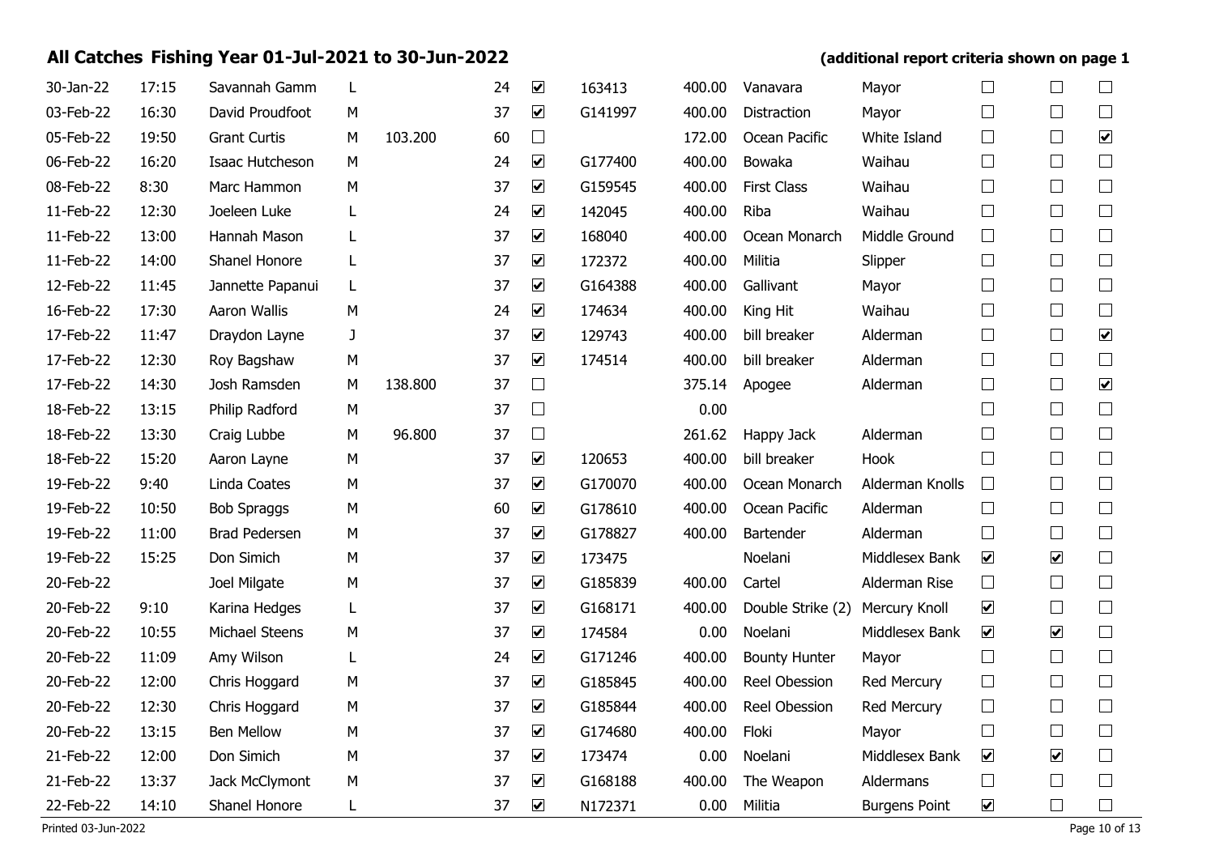## All Catches Fishing Year 01-Jul-2021 to 30-Jun-2022

**(additional report criteria shown on page 1**

| | | | | | | | | | | | | | |
|---|---|---|---|---|---|---|---|---|---|---|---|---|---|
| 30-Jan-22 | 17:15 | Savannah Gamm | L | | 24 | ☑ | 163413 | 400.00 | Vanavara | Mayor | ☐ | ☐ | ☐ |
| 03-Feb-22 | 16:30 | David Proudfoot | M | | 37 | ☑ | G141997 | 400.00 | Distraction | Mayor | ☐ | ☐ | ☐ |
| 05-Feb-22 | 19:50 | Grant Curtis | M | 103.200 | 60 | ☐ | | 172.00 | Ocean Pacific | White Island | ☐ | ☐ | ☑ |
| 06-Feb-22 | 16:20 | Isaac Hutcheson | M | | 24 | ☑ | G177400 | 400.00 | Bowaka | Waihau | ☐ | ☐ | ☐ |
| 08-Feb-22 | 8:30 | Marc Hammon | M | | 37 | ☑ | G159545 | 400.00 | First Class | Waihau | ☐ | ☐ | ☐ |
| 11-Feb-22 | 12:30 | Joeleen Luke | L | | 24 | ☑ | 142045 | 400.00 | Riba | Waihau | ☐ | ☐ | ☐ |
| 11-Feb-22 | 13:00 | Hannah Mason | L | | 37 | ☑ | 168040 | 400.00 | Ocean Monarch | Middle Ground | ☐ | ☐ | ☐ |
| 11-Feb-22 | 14:00 | Shanel Honore | L | | 37 | ☑ | 172372 | 400.00 | Militia | Slipper | ☐ | ☐ | ☐ |
| 12-Feb-22 | 11:45 | Jannette Papanui | L | | 37 | ☑ | G164388 | 400.00 | Gallivant | Mayor | ☐ | ☐ | ☐ |
| 16-Feb-22 | 17:30 | Aaron Wallis | M | | 24 | ☑ | 174634 | 400.00 | King Hit | Waihau | ☐ | ☐ | ☐ |
| 17-Feb-22 | 11:47 | Draydon Layne | J | | 37 | ☑ | 129743 | 400.00 | bill breaker | Alderman | ☐ | ☐ | ☑ |
| 17-Feb-22 | 12:30 | Roy Bagshaw | M | | 37 | ☑ | 174514 | 400.00 | bill breaker | Alderman | ☐ | ☐ | ☐ |
| 17-Feb-22 | 14:30 | Josh Ramsden | M | 138.800 | 37 | ☐ | | 375.14 | Apogee | Alderman | ☐ | ☐ | ☑ |
| 18-Feb-22 | 13:15 | Philip Radford | M | | 37 | ☐ | | 0.00 | | | ☐ | ☐ | ☐ |
| 18-Feb-22 | 13:30 | Craig Lubbe | M | 96.800 | 37 | ☐ | | 261.62 | Happy Jack | Alderman | ☐ | ☐ | ☐ |
| 18-Feb-22 | 15:20 | Aaron Layne | M | | 37 | ☑ | 120653 | 400.00 | bill breaker | Hook | ☐ | ☐ | ☐ |
| 19-Feb-22 | 9:40 | Linda Coates | M | | 37 | ☑ | G170070 | 400.00 | Ocean Monarch | Alderman Knolls | ☐ | ☐ | ☐ |
| 19-Feb-22 | 10:50 | Bob Spraggs | M | | 60 | ☑ | G178610 | 400.00 | Ocean Pacific | Alderman | ☐ | ☐ | ☐ |
| 19-Feb-22 | 11:00 | Brad Pedersen | M | | 37 | ☑ | G178827 | 400.00 | Bartender | Alderman | ☐ | ☐ | ☐ |
| 19-Feb-22 | 15:25 | Don Simich | M | | 37 | ☑ | 173475 | | Noelani | Middlesex Bank | ☑ | ☑ | ☐ |
| 20-Feb-22 | | Joel Milgate | M | | 37 | ☑ | G185839 | 400.00 | Cartel | Alderman Rise | ☐ | ☐ | ☐ |
| 20-Feb-22 | 9:10 | Karina Hedges | L | | 37 | ☑ | G168171 | 400.00 | Double Strike (2) | Mercury Knoll | ☑ | ☐ | ☐ |
| 20-Feb-22 | 10:55 | Michael Steens | M | | 37 | ☑ | 174584 | 0.00 | Noelani | Middlesex Bank | ☑ | ☑ | ☐ |
| 20-Feb-22 | 11:09 | Amy Wilson | L | | 24 | ☑ | G171246 | 400.00 | Bounty Hunter | Mayor | ☐ | ☐ | ☐ |
| 20-Feb-22 | 12:00 | Chris Hoggard | M | | 37 | ☑ | G185845 | 400.00 | Reel Obession | Red Mercury | ☐ | ☐ | ☐ |
| 20-Feb-22 | 12:30 | Chris Hoggard | M | | 37 | ☑ | G185844 | 400.00 | Reel Obession | Red Mercury | ☐ | ☐ | ☐ |
| 20-Feb-22 | 13:15 | Ben Mellow | M | | 37 | ☑ | G174680 | 400.00 | Floki | Mayor | ☐ | ☐ | ☐ |
| 21-Feb-22 | 12:00 | Don Simich | M | | 37 | ☑ | 173474 | 0.00 | Noelani | Middlesex Bank | ☑ | ☑ | ☐ |
| 21-Feb-22 | 13:37 | Jack McClymont | M | | 37 | ☑ | G168188 | 400.00 | The Weapon | Aldermans | ☐ | ☐ | ☐ |
| 22-Feb-22 | 14:10 | Shanel Honore | L | | 37 | ☑ | N172371 | 0.00 | Militia | Burgens Point | ☑ | ☐ | ☐ |

Printed 03-Jun-2022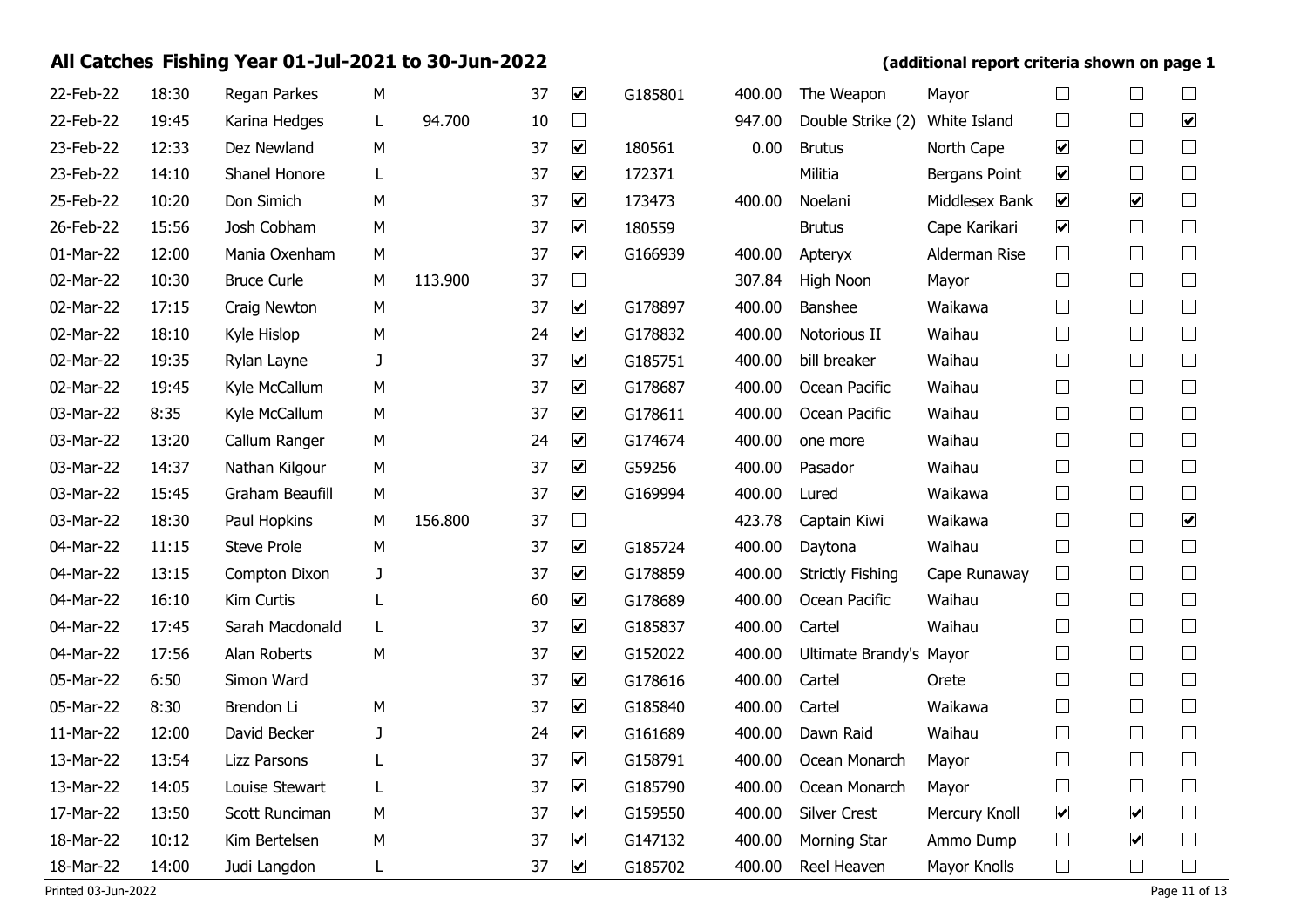## All Catches Fishing Year 01-Jul-2021 to 30-Jun-2022

**(additional report criteria shown on page 1**

| | | | | | | | | | | | | | |
|---|---|---|---|---|---|---|---|---|---|---|---|---|---|
| 22-Feb-22 | 18:30 | Regan Parkes | M | | 37 | ☑ | G185801 | 400.00 | The Weapon | Mayor | ☐ | ☐ | ☐ |
| 22-Feb-22 | 19:45 | Karina Hedges | L | 94.700 | 10 | ☐ | | 947.00 | Double Strike (2) | White Island | ☐ | ☐ | ☑ |
| 23-Feb-22 | 12:33 | Dez Newland | M | | 37 | ☑ | 180561 | 0.00 | Brutus | North Cape | ☑ | ☐ | ☐ |
| 23-Feb-22 | 14:10 | Shanel Honore | L | | 37 | ☑ | 172371 | | Militia | Bergans Point | ☑ | ☐ | ☐ |
| 25-Feb-22 | 10:20 | Don Simich | M | | 37 | ☑ | 173473 | 400.00 | Noelani | Middlesex Bank | ☑ | ☑ | ☐ |
| 26-Feb-22 | 15:56 | Josh Cobham | M | | 37 | ☑ | 180559 | | Brutus | Cape Karikari | ☑ | ☐ | ☐ |
| 01-Mar-22 | 12:00 | Mania Oxenham | M | | 37 | ☑ | G166939 | 400.00 | Apteryx | Alderman Rise | ☐ | ☐ | ☐ |
| 02-Mar-22 | 10:30 | Bruce Curle | M | 113.900 | 37 | ☐ | | 307.84 | High Noon | Mayor | ☐ | ☐ | ☐ |
| 02-Mar-22 | 17:15 | Craig Newton | M | | 37 | ☑ | G178897 | 400.00 | Banshee | Waikawa | ☐ | ☐ | ☐ |
| 02-Mar-22 | 18:10 | Kyle Hislop | M | | 24 | ☑ | G178832 | 400.00 | Notorious II | Waihau | ☐ | ☐ | ☐ |
| 02-Mar-22 | 19:35 | Rylan Layne | J | | 37 | ☑ | G185751 | 400.00 | bill breaker | Waihau | ☐ | ☐ | ☐ |
| 02-Mar-22 | 19:45 | Kyle McCallum | M | | 37 | ☑ | G178687 | 400.00 | Ocean Pacific | Waihau | ☐ | ☐ | ☐ |
| 03-Mar-22 | 8:35 | Kyle McCallum | M | | 37 | ☑ | G178611 | 400.00 | Ocean Pacific | Waihau | ☐ | ☐ | ☐ |
| 03-Mar-22 | 13:20 | Callum Ranger | M | | 24 | ☑ | G174674 | 400.00 | one more | Waihau | ☐ | ☐ | ☐ |
| 03-Mar-22 | 14:37 | Nathan Kilgour | M | | 37 | ☑ | G59256 | 400.00 | Pasador | Waihau | ☐ | ☐ | ☐ |
| 03-Mar-22 | 15:45 | Graham Beaufill | M | | 37 | ☑ | G169994 | 400.00 | Lured | Waikawa | ☐ | ☐ | ☐ |
| 03-Mar-22 | 18:30 | Paul Hopkins | M | 156.800 | 37 | ☐ | | 423.78 | Captain Kiwi | Waikawa | ☐ | ☐ | ☑ |
| 04-Mar-22 | 11:15 | Steve Prole | M | | 37 | ☑ | G185724 | 400.00 | Daytona | Waihau | ☐ | ☐ | ☐ |
| 04-Mar-22 | 13:15 | Compton Dixon | J | | 37 | ☑ | G178859 | 400.00 | Strictly Fishing | Cape Runaway | ☐ | ☐ | ☐ |
| 04-Mar-22 | 16:10 | Kim Curtis | L | | 60 | ☑ | G178689 | 400.00 | Ocean Pacific | Waihau | ☐ | ☐ | ☐ |
| 04-Mar-22 | 17:45 | Sarah Macdonald | L | | 37 | ☑ | G185837 | 400.00 | Cartel | Waihau | ☐ | ☐ | ☐ |
| 04-Mar-22 | 17:56 | Alan Roberts | M | | 37 | ☑ | G152022 | 400.00 | Ultimate Brandy's | Mayor | ☐ | ☐ | ☐ |
| 05-Mar-22 | 6:50 | Simon Ward | | | 37 | ☑ | G178616 | 400.00 | Cartel | Orete | ☐ | ☐ | ☐ |
| 05-Mar-22 | 8:30 | Brendon Li | M | | 37 | ☑ | G185840 | 400.00 | Cartel | Waikawa | ☐ | ☐ | ☐ |
| 11-Mar-22 | 12:00 | David Becker | J | | 24 | ☑ | G161689 | 400.00 | Dawn Raid | Waihau | ☐ | ☐ | ☐ |
| 13-Mar-22 | 13:54 | Lizz Parsons | L | | 37 | ☑ | G158791 | 400.00 | Ocean Monarch | Mayor | ☐ | ☐ | ☐ |
| 13-Mar-22 | 14:05 | Louise Stewart | L | | 37 | ☑ | G185790 | 400.00 | Ocean Monarch | Mayor | ☐ | ☐ | ☐ |
| 17-Mar-22 | 13:50 | Scott Runciman | M | | 37 | ☑ | G159550 | 400.00 | Silver Crest | Mercury Knoll | ☑ | ☑ | ☐ |
| 18-Mar-22 | 10:12 | Kim Bertelsen | M | | 37 | ☑ | G147132 | 400.00 | Morning Star | Ammo Dump | ☐ | ☑ | ☐ |
| 18-Mar-22 | 14:00 | Judi Langdon | L | | 37 | ☑ | G185702 | 400.00 | Reel Heaven | Mayor Knolls | ☐ | ☐ | ☐ |

Printed 03-Jun-2022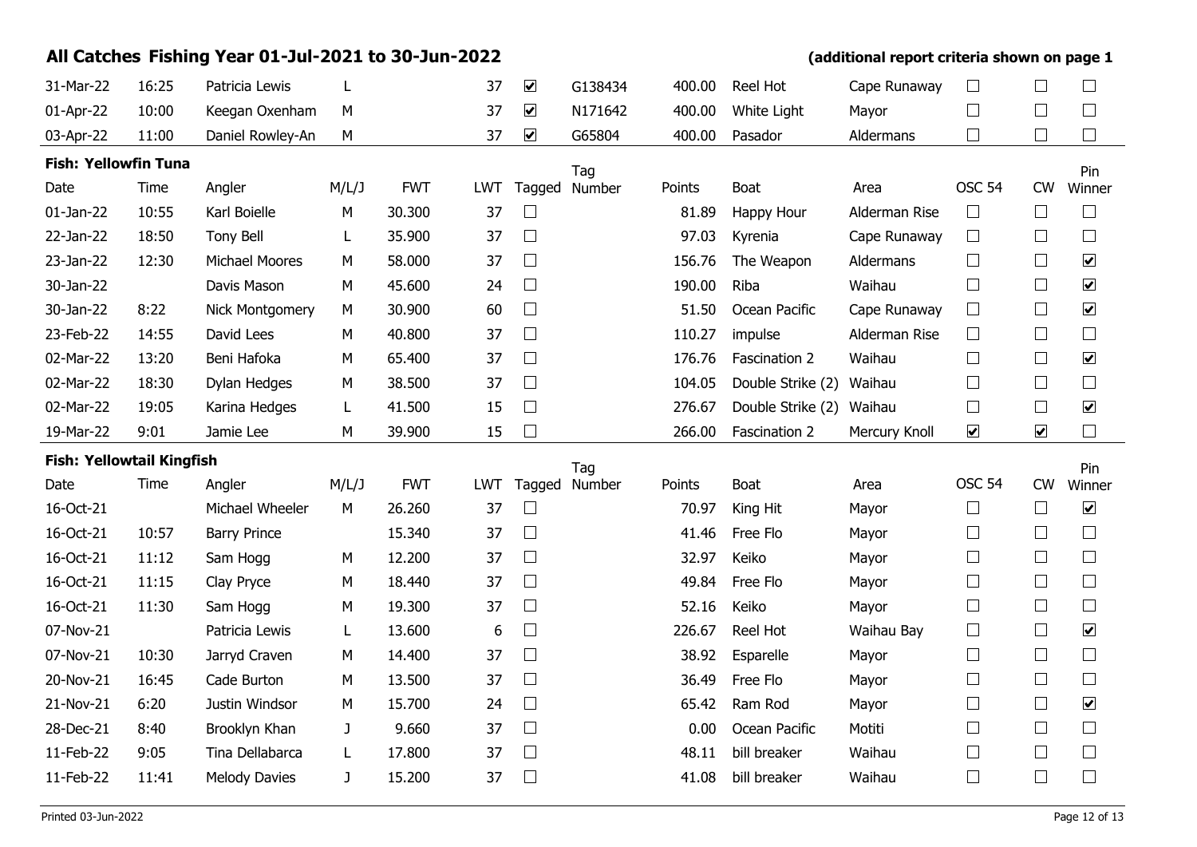## All Catches Fishing Year 01-Jul-2021 to 30-Jun-2022

**(additional report criteria shown on page 1**

| Date | Time | Angler | M/L/J | FWT | LWT | Tagged | Tag Number | Points | Boat | Area | OSC 54 | CW | Pin Winner |
|---|---|---|---|---|---|---|---|---|---|---|---|---|---|
| 31-Mar-22 | 16:25 | Patricia Lewis | L | | 37 | ☑ | G138434 | 400.00 | Reel Hot | Cape Runaway | ☐ | ☐ | ☐ |
| 01-Apr-22 | 10:00 | Keegan Oxenham | M | | 37 | ☑ | N171642 | 400.00 | White Light | Mayor | ☐ | ☐ | ☐ |
| 03-Apr-22 | 11:00 | Daniel Rowley-An | M | | 37 | ☑ | G65804 | 400.00 | Pasador | Aldermans | ☐ | ☐ | ☐ |

### Fish: Yellowfin Tuna

| Date | Time | Angler | M/L/J | FWT | LWT | Tagged | Tag Number | Points | Boat | Area | OSC 54 | CW | Pin Winner |
|---|---|---|---|---|---|---|---|---|---|---|---|---|---|
| 01-Jan-22 | 10:55 | Karl Boielle | M | 30.300 | 37 | ☐ | | 81.89 | Happy Hour | Alderman Rise | ☐ | ☐ | ☐ |
| 22-Jan-22 | 18:50 | Tony Bell | L | 35.900 | 37 | ☐ | | 97.03 | Kyrenia | Cape Runaway | ☐ | ☐ | ☐ |
| 23-Jan-22 | 12:30 | Michael Moores | M | 58.000 | 37 | ☐ | | 156.76 | The Weapon | Aldermans | ☐ | ☐ | ☑ |
| 30-Jan-22 | | Davis Mason | M | 45.600 | 24 | ☐ | | 190.00 | Riba | Waihau | ☐ | ☐ | ☑ |
| 30-Jan-22 | 8:22 | Nick Montgomery | M | 30.900 | 60 | ☐ | | 51.50 | Ocean Pacific | Cape Runaway | ☐ | ☐ | ☑ |
| 23-Feb-22 | 14:55 | David Lees | M | 40.800 | 37 | ☐ | | 110.27 | impulse | Alderman Rise | ☐ | ☐ | ☐ |
| 02-Mar-22 | 13:20 | Beni Hafoka | M | 65.400 | 37 | ☐ | | 176.76 | Fascination 2 | Waihau | ☐ | ☐ | ☑ |
| 02-Mar-22 | 18:30 | Dylan Hedges | M | 38.500 | 37 | ☐ | | 104.05 | Double Strike (2) | Waihau | ☐ | ☐ | ☐ |
| 02-Mar-22 | 19:05 | Karina Hedges | L | 41.500 | 15 | ☐ | | 276.67 | Double Strike (2) | Waihau | ☐ | ☐ | ☑ |
| 19-Mar-22 | 9:01 | Jamie Lee | M | 39.900 | 15 | ☐ | | 266.00 | Fascination 2 | Mercury Knoll | ☑ | ☑ | ☐ |

### Fish: Yellowtail Kingfish

| Date | Time | Angler | M/L/J | FWT | LWT | Tagged | Tag Number | Points | Boat | Area | OSC 54 | CW | Pin Winner |
|---|---|---|---|---|---|---|---|---|---|---|---|---|---|
| 16-Oct-21 | | Michael Wheeler | M | 26.260 | 37 | ☐ | | 70.97 | King Hit | Mayor | ☐ | ☐ | ☑ |
| 16-Oct-21 | 10:57 | Barry Prince | | 15.340 | 37 | ☐ | | 41.46 | Free Flo | Mayor | ☐ | ☐ | ☐ |
| 16-Oct-21 | 11:12 | Sam Hogg | M | 12.200 | 37 | ☐ | | 32.97 | Keiko | Mayor | ☐ | ☐ | ☐ |
| 16-Oct-21 | 11:15 | Clay Pryce | M | 18.440 | 37 | ☐ | | 49.84 | Free Flo | Mayor | ☐ | ☐ | ☐ |
| 16-Oct-21 | 11:30 | Sam Hogg | M | 19.300 | 37 | ☐ | | 52.16 | Keiko | Mayor | ☐ | ☐ | ☐ |
| 07-Nov-21 | | Patricia Lewis | L | 13.600 | 6 | ☐ | | 226.67 | Reel Hot | Waihau Bay | ☐ | ☐ | ☑ |
| 07-Nov-21 | 10:30 | Jarryd Craven | M | 14.400 | 37 | ☐ | | 38.92 | Esparelle | Mayor | ☐ | ☐ | ☐ |
| 20-Nov-21 | 16:45 | Cade Burton | M | 13.500 | 37 | ☐ | | 36.49 | Free Flo | Mayor | ☐ | ☐ | ☐ |
| 21-Nov-21 | 6:20 | Justin Windsor | M | 15.700 | 24 | ☐ | | 65.42 | Ram Rod | Mayor | ☐ | ☐ | ☑ |
| 28-Dec-21 | 8:40 | Brooklyn Khan | J | 9.660 | 37 | ☐ | | 0.00 | Ocean Pacific | Motiti | ☐ | ☐ | ☐ |
| 11-Feb-22 | 9:05 | Tina Dellabarca | L | 17.800 | 37 | ☐ | | 48.11 | bill breaker | Waihau | ☐ | ☐ | ☐ |
| 11-Feb-22 | 11:41 | Melody Davies | J | 15.200 | 37 | ☐ | | 41.08 | bill breaker | Waihau | ☐ | ☐ | ☐ |

Printed 03-Jun-2022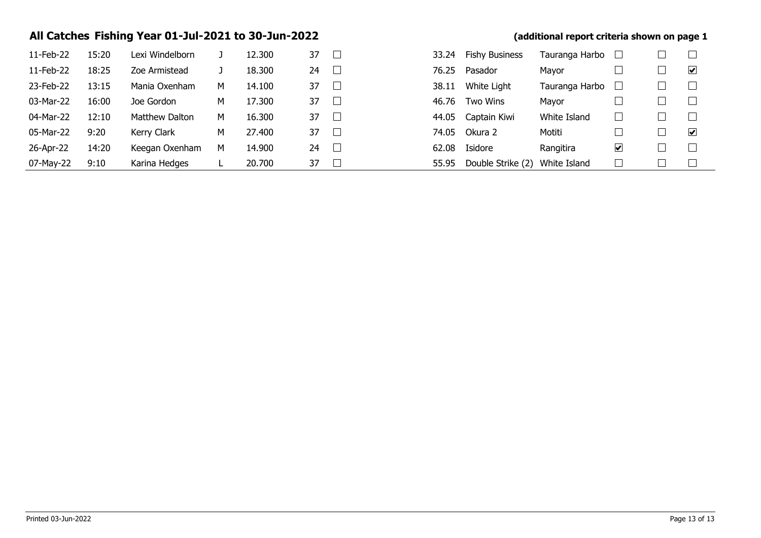## All Catches Fishing Year 01-Jul-2021 to 30-Jun-2022

**(additional report criteria shown on page 1**

| | | | | | | | | | | | | |
|---|---|---|---|---|---|---|---|---|---|---|---|---|
| 11-Feb-22 | 15:20 | Lexi Windelborn | J | 12.300 | 37 | ☐ | 33.24 | Fishy Business | Tauranga Harbo | ☐ | ☐ | ☐ |
| 11-Feb-22 | 18:25 | Zoe Armistead | J | 18.300 | 24 | ☐ | 76.25 | Pasador | Mayor | ☐ | ☐ | ☑ |
| 23-Feb-22 | 13:15 | Mania Oxenham | M | 14.100 | 37 | ☐ | 38.11 | White Light | Tauranga Harbo | ☐ | ☐ | ☐ |
| 03-Mar-22 | 16:00 | Joe Gordon | M | 17.300 | 37 | ☐ | 46.76 | Two Wins | Mayor | ☐ | ☐ | ☐ |
| 04-Mar-22 | 12:10 | Matthew Dalton | M | 16.300 | 37 | ☐ | 44.05 | Captain Kiwi | White Island | ☐ | ☐ | ☐ |
| 05-Mar-22 | 9:20 | Kerry Clark | M | 27.400 | 37 | ☐ | 74.05 | Okura 2 | Motiti | ☐ | ☐ | ☑ |
| 26-Apr-22 | 14:20 | Keegan Oxenham | M | 14.900 | 24 | ☐ | 62.08 | Isidore | Rangitira | ☑ | ☐ | ☐ |
| 07-May-22 | 9:10 | Karina Hedges | L | 20.700 | 37 | ☐ | 55.95 | Double Strike (2) | White Island | ☐ | ☐ | ☐ |

Printed 03-Jun-2022